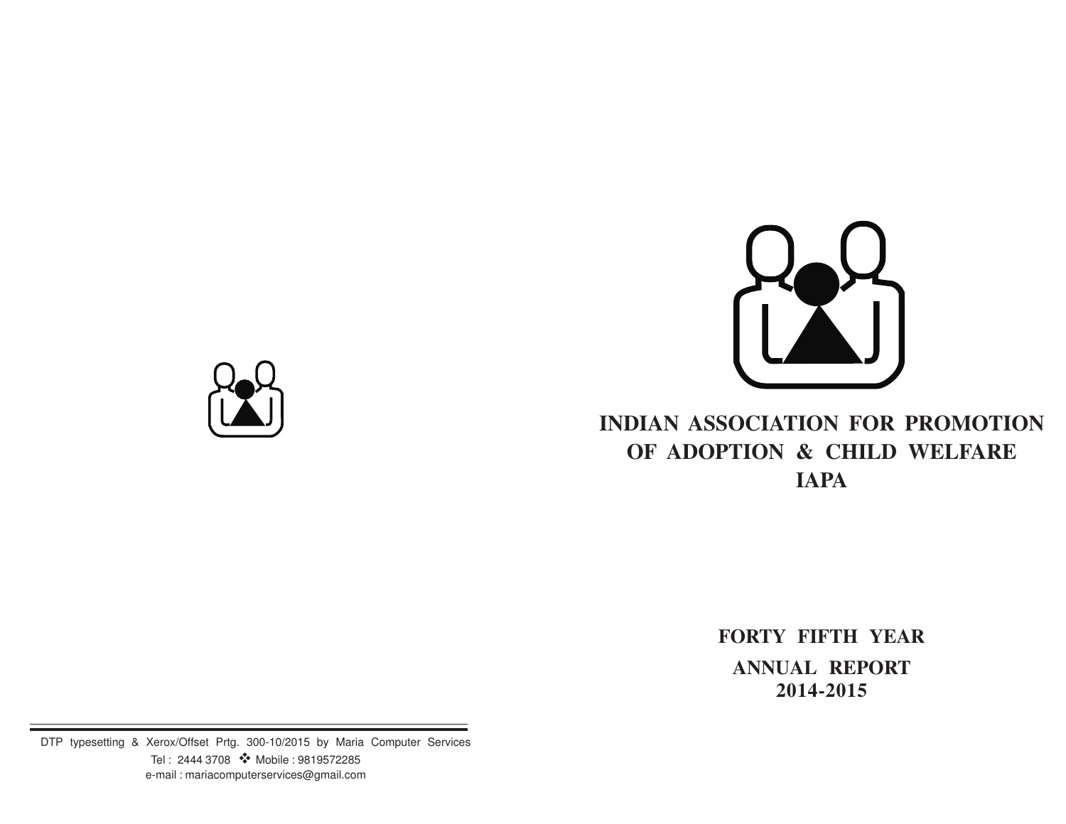# INDIAN ASSOCIATION FOR PROMOTION OF ADOPTION & CHILD WELFARE

# IAPA

## FORTY FIFTH YEAR

## ANNUAL REPORT 2014-2015

DTP typesetting & Xerox/Offset Prtg. 300-10/2015 by Maria Computer Services
Tel : 2444 3708 ❖ Mobile : 9819572285
e-mail : mariacomputerservices@gmail.com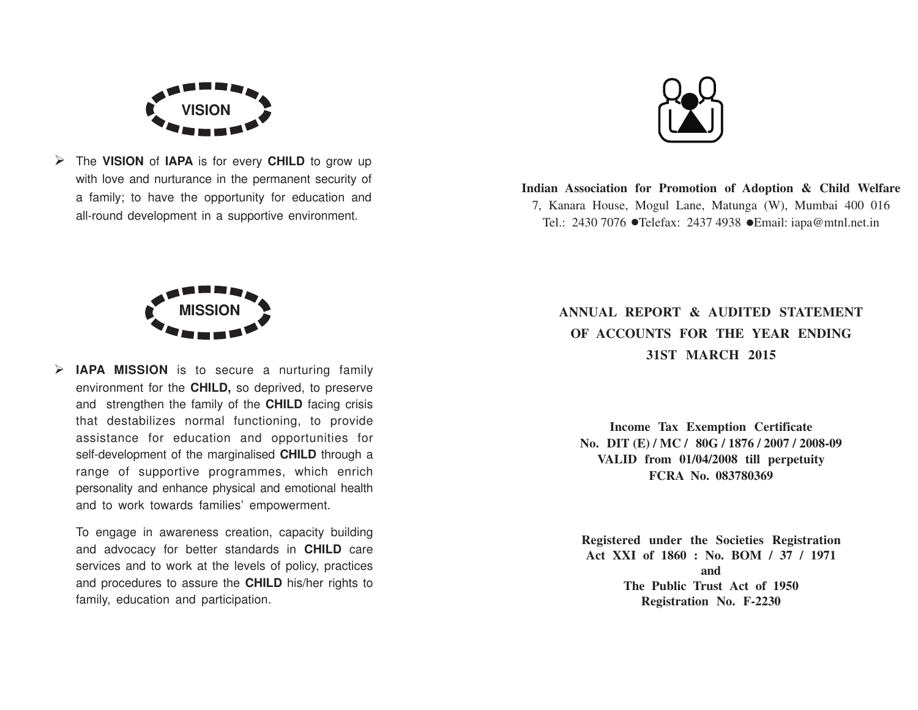## VISION

- The **VISION** of **IAPA** is for every **CHILD** to grow up with love and nurturance in the permanent security of a family; to have the opportunity for education and all-round development in a supportive environment.

## MISSION

- **IAPA MISSION** is to secure a nurturing family environment for the **CHILD,** so deprived, to preserve and strengthen the family of the **CHILD** facing crisis that destabilizes normal functioning, to provide assistance for education and opportunities for self-development of the marginalised **CHILD** through a range of supportive programmes, which enrich personality and enhance physical and emotional health and to work towards families' empowerment.

  To engage in awareness creation, capacity building and advocacy for better standards in **CHILD** care services and to work at the levels of policy, practices and procedures to assure the **CHILD** his/her rights to family, education and participation.

**Indian Association for Promotion of Adoption & Child Welfare**

7, Kanara House, Mogul Lane, Matunga (W), Mumbai 400 016

Tel.: 2430 7076 ●Telefax: 2437 4938 ●Email: iapa@mtnl.net.in

# ANNUAL REPORT & AUDITED STATEMENT OF ACCOUNTS FOR THE YEAR ENDING 31ST MARCH 2015

**Income Tax Exemption Certificate**
**No. DIT (E) / MC / 80G / 1876 / 2007 / 2008-09**
**VALID from 01/04/2008 till perpetuity**
**FCRA No. 083780369**

**Registered under the Societies Registration Act XXI of 1860 : No. BOM / 37 / 1971**
**and**
**The Public Trust Act of 1950**
**Registration No. F-2230**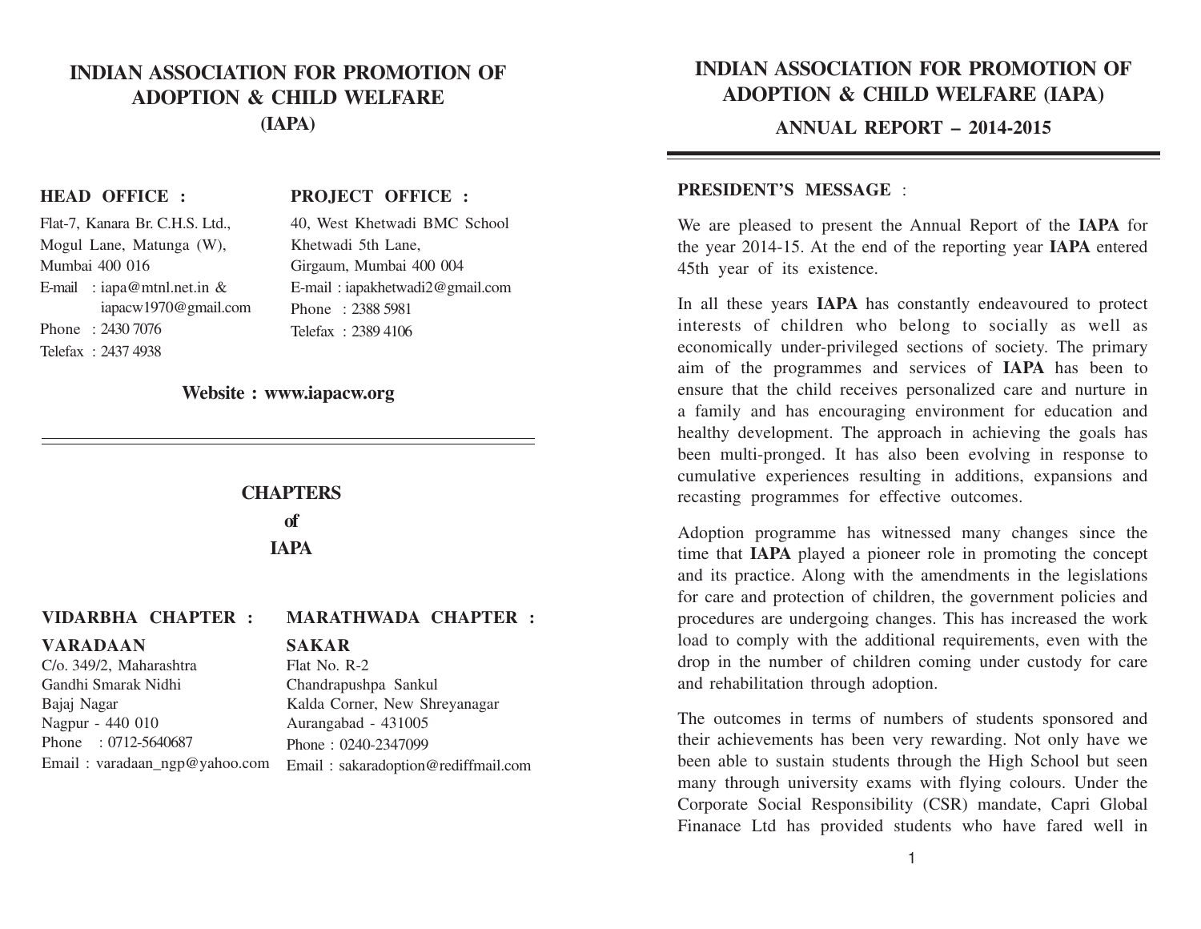# INDIAN ASSOCIATION FOR PROMOTION OF ADOPTION & CHILD WELFARE (IAPA)

**HEAD OFFICE :**

Flat-7, Kanara Br. C.H.S. Ltd.,
Mogul Lane, Matunga (W),
Mumbai 400 016
E-mail : iapa@mtnl.net.in & iapacw1970@gmail.com
Phone : 2430 7076
Telefax : 2437 4938

**PROJECT OFFICE :**

40, West Khetwadi BMC School
Khetwadi 5th Lane,
Girgaum, Mumbai 400 004
E-mail : iapakhetwadi2@gmail.com
Phone : 2388 5981
Telefax : 2389 4106

**Website : www.iapacw.org**

## CHAPTERS of IAPA

**VIDARBHA CHAPTER :**

**VARADAAN**
C/o. 349/2, Maharashtra
Gandhi Smarak Nidhi
Bajaj Nagar
Nagpur - 440 010
Phone : 0712-5640687
Email : varadaan_ngp@yahoo.com

**MARATHWADA CHAPTER :**

**SAKAR**
Flat No. R-2
Chandrapushpa Sankul
Kalda Corner, New Shreyanagar
Aurangabad - 431005
Phone : 0240-2347099
Email : sakaradoption@rediffmail.com

# INDIAN ASSOCIATION FOR PROMOTION OF ADOPTION & CHILD WELFARE (IAPA)

## ANNUAL REPORT – 2014-2015

**PRESIDENT'S MESSAGE** :

We are pleased to present the Annual Report of the **IAPA** for the year 2014-15. At the end of the reporting year **IAPA** entered 45th year of its existence.

In all these years **IAPA** has constantly endeavoured to protect interests of children who belong to socially as well as economically under-privileged sections of society. The primary aim of the programmes and services of **IAPA** has been to ensure that the child receives personalized care and nurture in a family and has encouraging environment for education and healthy development. The approach in achieving the goals has been multi-pronged. It has also been evolving in response to cumulative experiences resulting in additions, expansions and recasting programmes for effective outcomes.

Adoption programme has witnessed many changes since the time that **IAPA** played a pioneer role in promoting the concept and its practice. Along with the amendments in the legislations for care and protection of children, the government policies and procedures are undergoing changes. This has increased the work load to comply with the additional requirements, even with the drop in the number of children coming under custody for care and rehabilitation through adoption.

The outcomes in terms of numbers of students sponsored and their achievements has been very rewarding. Not only have we been able to sustain students through the High School but seen many through university exams with flying colours. Under the Corporate Social Responsibility (CSR) mandate, Capri Global Finanace Ltd has provided students who have fared well in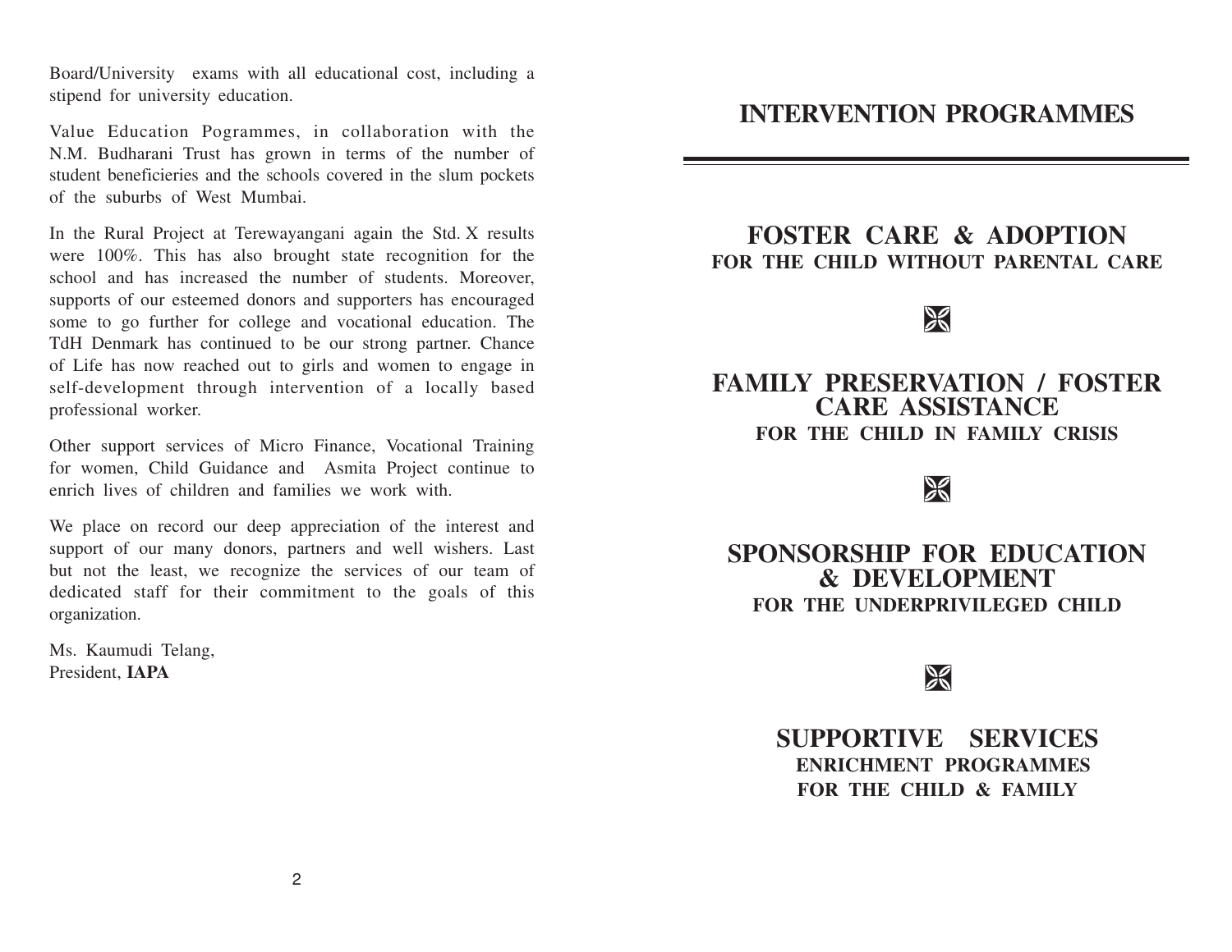Board/University exams with all educational cost, including a stipend for university education.

Value Education Pogrammes, in collaboration with the N.M. Budharani Trust has grown in terms of the number of student beneficieries and the schools covered in the slum pockets of the suburbs of West Mumbai.

In the Rural Project at Terewayangani again the Std. X results were 100%. This has also brought state recognition for the school and has increased the number of students. Moreover, supports of our esteemed donors and supporters has encouraged some to go further for college and vocational education. The TdH Denmark has continued to be our strong partner. Chance of Life has now reached out to girls and women to engage in self-development through intervention of a locally based professional worker.

Other support services of Micro Finance, Vocational Training for women, Child Guidance and Asmita Project continue to enrich lives of children and families we work with.

We place on record our deep appreciation of the interest and support of our many donors, partners and well wishers. Last but not the least, we recognize the services of our team of dedicated staff for their commitment to the goals of this organization.

Ms. Kaumudi Telang,
President, **IAPA**

# INTERVENTION PROGRAMMES

---

## FOSTER CARE & ADOPTION

**FOR THE CHILD WITHOUT PARENTAL CARE**

## FAMILY PRESERVATION / FOSTER CARE ASSISTANCE

**FOR THE CHILD IN FAMILY CRISIS**

## SPONSORSHIP FOR EDUCATION & DEVELOPMENT

**FOR THE UNDERPRIVILEGED CHILD**

## SUPPORTIVE SERVICES

**ENRICHMENT PROGRAMMES**

**FOR THE CHILD & FAMILY**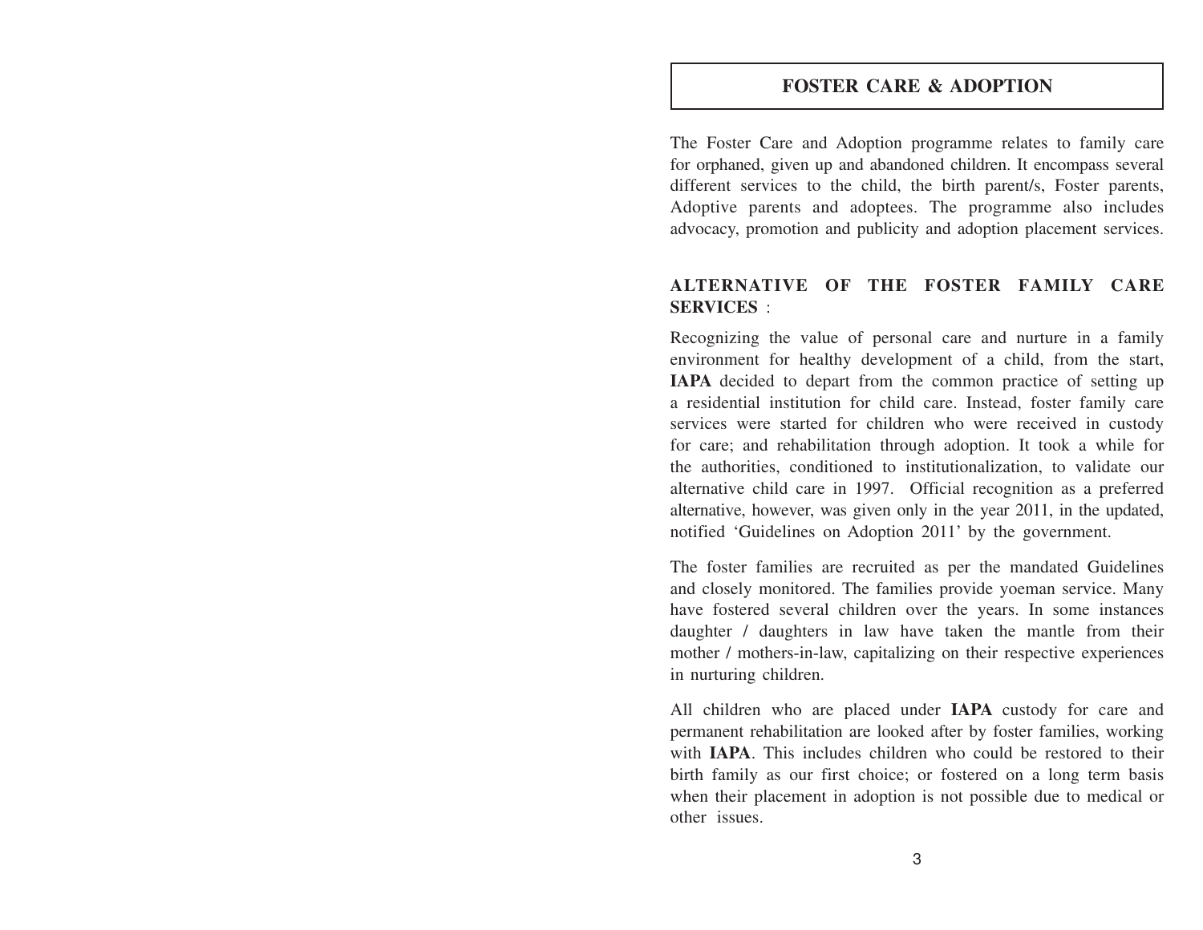# FOSTER CARE & ADOPTION

The Foster Care and Adoption programme relates to family care for orphaned, given up and abandoned children. It encompass several different services to the child, the birth parent/s, Foster parents, Adoptive parents and adoptees. The programme also includes advocacy, promotion and publicity and adoption placement services.

## ALTERNATIVE OF THE FOSTER FAMILY CARE SERVICES :

Recognizing the value of personal care and nurture in a family environment for healthy development of a child, from the start, **IAPA** decided to depart from the common practice of setting up a residential institution for child care. Instead, foster family care services were started for children who were received in custody for care; and rehabilitation through adoption. It took a while for the authorities, conditioned to institutionalization, to validate our alternative child care in 1997. Official recognition as a preferred alternative, however, was given only in the year 2011, in the updated, notified 'Guidelines on Adoption 2011' by the government.

The foster families are recruited as per the mandated Guidelines and closely monitored. The families provide yoeman service. Many have fostered several children over the years. In some instances daughter / daughters in law have taken the mantle from their mother / mothers-in-law, capitalizing on their respective experiences in nurturing children.

All children who are placed under **IAPA** custody for care and permanent rehabilitation are looked after by foster families, working with **IAPA**. This includes children who could be restored to their birth family as our first choice; or fostered on a long term basis when their placement in adoption is not possible due to medical or other issues.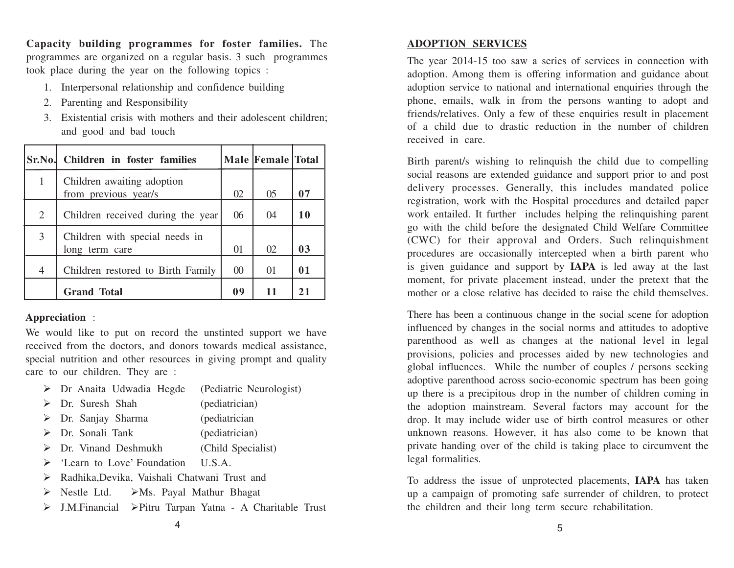**Capacity building programmes for foster families.** The programmes are organized on a regular basis. 3 such programmes took place during the year on the following topics :

1. Interpersonal relationship and confidence building
2. Parenting and Responsibility
3. Existential crisis with mothers and their adolescent children; and good and bad touch

| Sr.No. | Children in foster families | Male | Female | Total |
|---|---|---|---|---|
| 1 | Children awaiting adoption from previous year/s | 02 | 05 | **07** |
| 2 | Children received during the year | 06 | 04 | **10** |
| 3 | Children with special needs in long term care | 01 | 02 | **03** |
| 4 | Children restored to Birth Family | 00 | 01 | **01** |
| | **Grand Total** | **09** | **11** | **21** |

**Appreciation** :

We would like to put on record the unstinted support we have received from the doctors, and donors towards medical assistance, special nutrition and other resources in giving prompt and quality care to our children. They are :

- Dr Anaita Udwadia Hegde (Pediatric Neurologist)
- Dr. Suresh Shah (pediatrician)
- Dr. Sanjay Sharma (pediatrician
- Dr. Sonali Tank (pediatrician)
- Dr. Vinand Deshmukh (Child Specialist)
- 'Learn to Love' Foundation U.S.A.
- Radhika,Devika, Vaishali Chatwani Trust and
- Nestle Ltd.
- Ms. Payal Mathur Bhagat
- J.M.Financial
- Pitru Tarpan Yatna - A Charitable Trust

## ADOPTION SERVICES

The year 2014-15 too saw a series of services in connection with adoption. Among them is offering information and guidance about adoption service to national and international enquiries through the phone, emails, walk in from the persons wanting to adopt and friends/relatives. Only a few of these enquiries result in placement of a child due to drastic reduction in the number of children received in care.

Birth parent/s wishing to relinquish the child due to compelling social reasons are extended guidance and support prior to and post delivery processes. Generally, this includes mandated police registration, work with the Hospital procedures and detailed paper work entailed. It further includes helping the relinquishing parent go with the child before the designated Child Welfare Committee (CWC) for their approval and Orders. Such relinquishment procedures are occasionally intercepted when a birth parent who is given guidance and support by **IAPA** is led away at the last moment, for private placement instead, under the pretext that the mother or a close relative has decided to raise the child themselves.

There has been a continuous change in the social scene for adoption influenced by changes in the social norms and attitudes to adoptive parenthood as well as changes at the national level in legal provisions, policies and processes aided by new technologies and global influences. While the number of couples / persons seeking adoptive parenthood across socio-economic spectrum has been going up there is a precipitous drop in the number of children coming in the adoption mainstream. Several factors may account for the drop. It may include wider use of birth control measures or other unknown reasons. However, it has also come to be known that private handing over of the child is taking place to circumvent the legal formalities.

To address the issue of unprotected placements, **IAPA** has taken up a campaign of promoting safe surrender of children, to protect the children and their long term secure rehabilitation.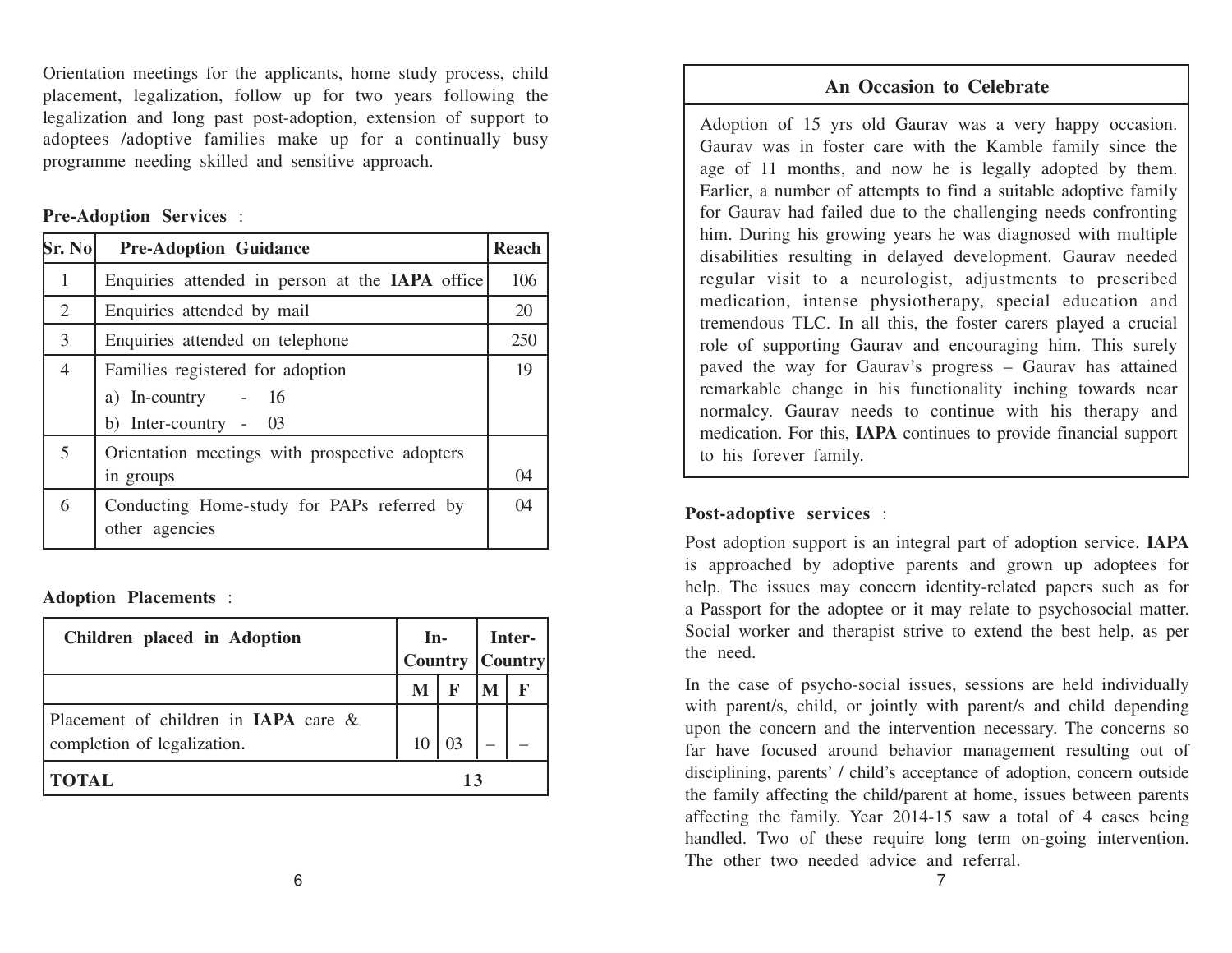Orientation meetings for the applicants, home study process, child placement, legalization, follow up for two years following the legalization and long past post-adoption, extension of support to adoptees /adoptive families make up for a continually busy programme needing skilled and sensitive approach.

**Pre-Adoption Services** :

| Sr. No | Pre-Adoption Guidance | Reach |
|---|---|---|
| 1 | Enquiries attended in person at the **IAPA** office | 106 |
| 2 | Enquiries attended by mail | 20 |
| 3 | Enquiries attended on telephone | 250 |
| 4 | Families registered for adoption<br>a) In-country - 16<br>b) Inter-country - 03 | 19 |
| 5 | Orientation meetings with prospective adopters in groups | 04 |
| 6 | Conducting Home-study for PAPs referred by other agencies | 04 |

**Adoption Placements** :

| Children placed in Adoption | In-Country | | Inter-Country | |
|---|---|---|---|---|
| | M | F | M | F |
| Placement of children in **IAPA** care & completion of legalization. | 10 | 03 | – | – |
| **TOTAL** | 13 | | | |

## An Occasion to Celebrate

Adoption of 15 yrs old Gaurav was a very happy occasion. Gaurav was in foster care with the Kamble family since the age of 11 months, and now he is legally adopted by them. Earlier, a number of attempts to find a suitable adoptive family for Gaurav had failed due to the challenging needs confronting him. During his growing years he was diagnosed with multiple disabilities resulting in delayed development. Gaurav needed regular visit to a neurologist, adjustments to prescribed medication, intense physiotherapy, special education and tremendous TLC. In all this, the foster carers played a crucial role of supporting Gaurav and encouraging him. This surely paved the way for Gaurav's progress – Gaurav has attained remarkable change in his functionality inching towards near normalcy. Gaurav needs to continue with his therapy and medication. For this, **IAPA** continues to provide financial support to his forever family.

**Post-adoptive services** :

Post adoption support is an integral part of adoption service. **IAPA** is approached by adoptive parents and grown up adoptees for help. The issues may concern identity-related papers such as for a Passport for the adoptee or it may relate to psychosocial matter. Social worker and therapist strive to extend the best help, as per the need.

In the case of psycho-social issues, sessions are held individually with parent/s, child, or jointly with parent/s and child depending upon the concern and the intervention necessary. The concerns so far have focused around behavior management resulting out of disciplining, parents' / child's acceptance of adoption, concern outside the family affecting the child/parent at home, issues between parents affecting the family. Year 2014-15 saw a total of 4 cases being handled. Two of these require long term on-going intervention. The other two needed advice and referral.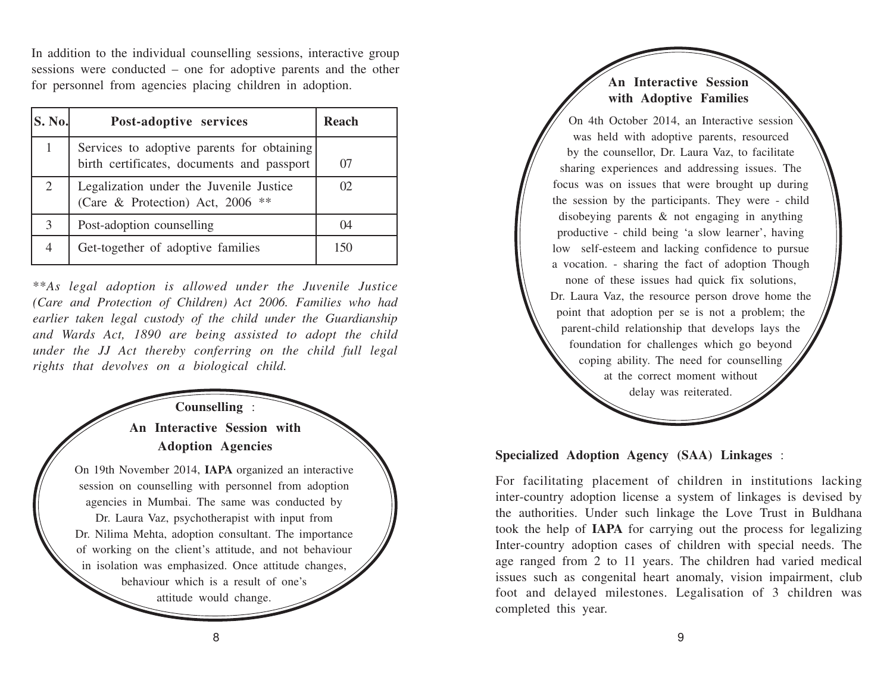In addition to the individual counselling sessions, interactive group sessions were conducted – one for adoptive parents and the other for personnel from agencies placing children in adoption.

| S. No. | Post-adoptive services | Reach |
|---|---|---|
| 1 | Services to adoptive parents for obtaining birth certificates, documents and passport | 07 |
| 2 | Legalization under the Juvenile Justice (Care & Protection) Act, 2006 ** | 02 |
| 3 | Post-adoption counselling | 04 |
| 4 | Get-together of adoptive families | 150 |

*\*\*As legal adoption is allowed under the Juvenile Justice (Care and Protection of Children) Act 2006. Families who had earlier taken legal custody of the child under the Guardianship and Wards Act, 1890 are being assisted to adopt the child under the JJ Act thereby conferring on the child full legal rights that devolves on a biological child.*

**Counselling** :

**An Interactive Session with Adoption Agencies**

On 19th November 2014, **IAPA** organized an interactive session on counselling with personnel from adoption agencies in Mumbai. The same was conducted by Dr. Laura Vaz, psychotherapist with input from Dr. Nilima Mehta, adoption consultant. The importance of working on the client's attitude, and not behaviour in isolation was emphasized. Once attitude changes, behaviour which is a result of one's attitude would change.

**An Interactive Session with Adoptive Families**

On 4th October 2014, an Interactive session was held with adoptive parents, resourced by the counsellor, Dr. Laura Vaz, to facilitate sharing experiences and addressing issues. The focus was on issues that were brought up during the session by the participants. They were - child disobeying parents & not engaging in anything productive - child being 'a slow learner', having low self-esteem and lacking confidence to pursue a vocation. - sharing the fact of adoption Though none of these issues had quick fix solutions, Dr. Laura Vaz, the resource person drove home the point that adoption per se is not a problem; the parent-child relationship that develops lays the foundation for challenges which go beyond coping ability. The need for counselling at the correct moment without delay was reiterated.

**Specialized Adoption Agency (SAA) Linkages** :

For facilitating placement of children in institutions lacking inter-country adoption license a system of linkages is devised by the authorities. Under such linkage the Love Trust in Buldhana took the help of **IAPA** for carrying out the process for legalizing Inter-country adoption cases of children with special needs. The age ranged from 2 to 11 years. The children had varied medical issues such as congenital heart anomaly, vision impairment, club foot and delayed milestones. Legalisation of 3 children was completed this year.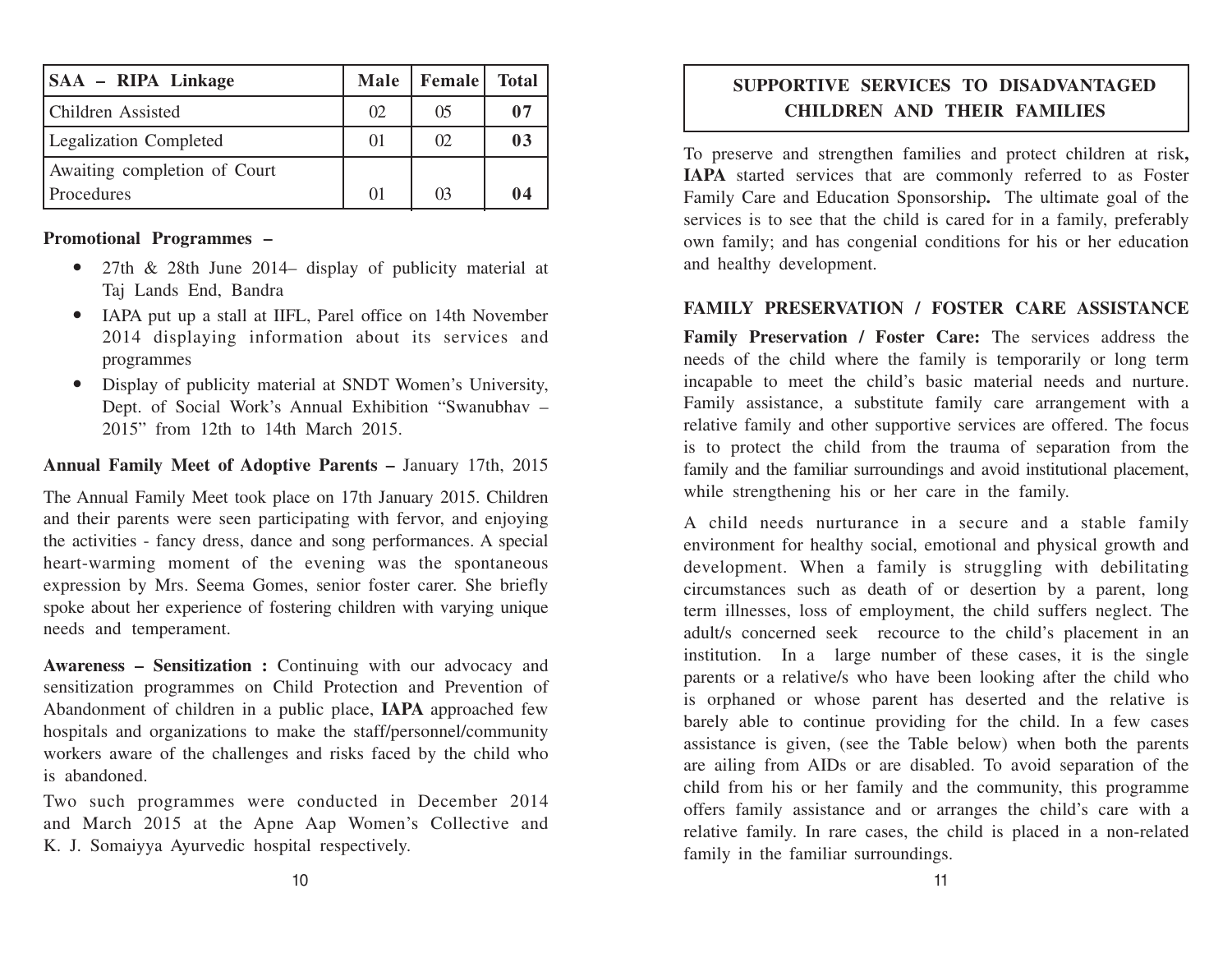| SAA – RIPA Linkage | Male | Female | Total |
|---|---|---|---|
| Children Assisted | 02 | 05 | **07** |
| Legalization Completed | 01 | 02 | **03** |
| Awaiting completion of Court Procedures | 01 | 03 | **04** |

**Promotional Programmes –**

- 27th & 28th June 2014– display of publicity material at Taj Lands End, Bandra
- IAPA put up a stall at IIFL, Parel office on 14th November 2014 displaying information about its services and programmes
- Display of publicity material at SNDT Women's University, Dept. of Social Work's Annual Exhibition "Swanubhav – 2015" from 12th to 14th March 2015.

**Annual Family Meet of Adoptive Parents –** January 17th, 2015

The Annual Family Meet took place on 17th January 2015. Children and their parents were seen participating with fervor, and enjoying the activities - fancy dress, dance and song performances. A special heart-warming moment of the evening was the spontaneous expression by Mrs. Seema Gomes, senior foster carer. She briefly spoke about her experience of fostering children with varying unique needs and temperament.

**Awareness – Sensitization :** Continuing with our advocacy and sensitization programmes on Child Protection and Prevention of Abandonment of children in a public place, **IAPA** approached few hospitals and organizations to make the staff/personnel/community workers aware of the challenges and risks faced by the child who is abandoned.

Two such programmes were conducted in December 2014 and March 2015 at the Apne Aap Women's Collective and K. J. Somaiyya Ayurvedic hospital respectively.

## SUPPORTIVE SERVICES TO DISADVANTAGED CHILDREN AND THEIR FAMILIES

To preserve and strengthen families and protect children at risk**,** **IAPA** started services that are commonly referred to as Foster Family Care and Education Sponsorship**.** The ultimate goal of the services is to see that the child is cared for in a family, preferably own family; and has congenial conditions for his or her education and healthy development.

### FAMILY PRESERVATION / FOSTER CARE ASSISTANCE

**Family Preservation / Foster Care:** The services address the needs of the child where the family is temporarily or long term incapable to meet the child's basic material needs and nurture. Family assistance, a substitute family care arrangement with a relative family and other supportive services are offered. The focus is to protect the child from the trauma of separation from the family and the familiar surroundings and avoid institutional placement, while strengthening his or her care in the family.

A child needs nurturance in a secure and a stable family environment for healthy social, emotional and physical growth and development. When a family is struggling with debilitating circumstances such as death of or desertion by a parent, long term illnesses, loss of employment, the child suffers neglect. The adult/s concerned seek recource to the child's placement in an institution. In a large number of these cases, it is the single parents or a relative/s who have been looking after the child who is orphaned or whose parent has deserted and the relative is barely able to continue providing for the child. In a few cases assistance is given, (see the Table below) when both the parents are ailing from AIDs or are disabled. To avoid separation of the child from his or her family and the community, this programme offers family assistance and or arranges the child's care with a relative family. In rare cases, the child is placed in a non-related family in the familiar surroundings.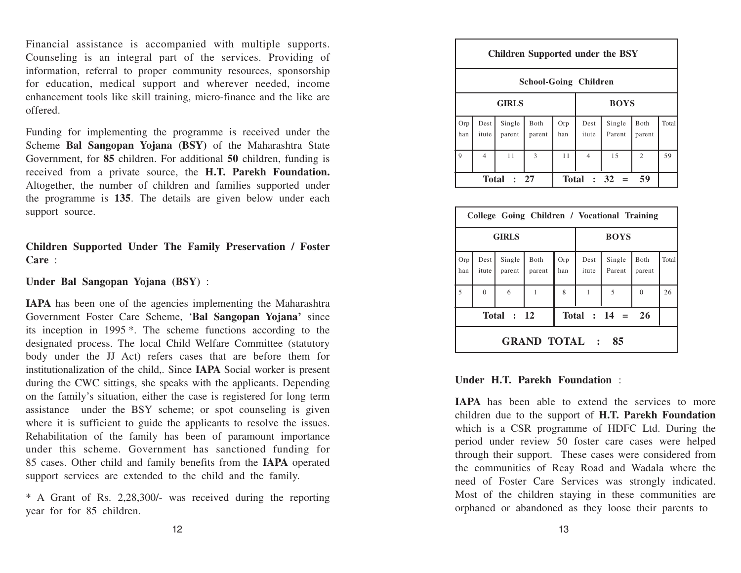Financial assistance is accompanied with multiple supports. Counseling is an integral part of the services. Providing of information, referral to proper community resources, sponsorship for education, medical support and wherever needed, income enhancement tools like skill training, micro-finance and the like are offered.

Funding for implementing the programme is received under the Scheme **Bal Sangopan Yojana (BSY)** of the Maharashtra State Government, for **85** children. For additional **50** children, funding is received from a private source, the **H.T. Parekh Foundation.** Altogether, the number of children and families supported under the programme is **135**. The details are given below under each support source.

### Children Supported Under The Family Preservation / Foster Care :

**Under Bal Sangopan Yojana (BSY)** :

**IAPA** has been one of the agencies implementing the Maharashtra Government Foster Care Scheme, '**Bal Sangopan Yojana'** since its inception in 1995 *. The scheme functions according to the designated process. The local Child Welfare Committee (statutory body under the JJ Act) refers cases that are before them for institutionalization of the child,. Since **IAPA** Social worker is present during the CWC sittings, she speaks with the applicants. Depending on the family's situation, either the case is registered for long term assistance under the BSY scheme; or spot counseling is given where it is sufficient to guide the applicants to resolve the issues. Rehabilitation of the family has been of paramount importance under this scheme. Government has sanctioned funding for 85 cases. Other child and family benefits from the **IAPA** operated support services are extended to the child and the family.

* A Grant of Rs. 2,28,300/- was received during the reporting year for for 85 children.

**Children Supported under the BSY**

**School-Going Children**

| GIRLS | | | | BOYS | | | | |
|---|---|---|---|---|---|---|---|---|
| Orphan | Destitute | Single parent | Both parent | Orphan | Destitute | Single Parent | Both parent | Total |
| 9 | 4 | 11 | 3 | 11 | 4 | 15 | 2 | 59 |
| **Total : 27** | | | | **Total : 32 = 59** | | | | |

**College Going Children / Vocational Training**

| GIRLS | | | | BOYS | | | | |
|---|---|---|---|---|---|---|---|---|
| Orphan | Destitute | Single parent | Both parent | Orphan | Destitute | Single Parent | Both parent | Total |
| 5 | 0 | 6 | 1 | 8 | 1 | 5 | 0 | 26 |
| **Total : 12** | | | | **Total : 14 = 26** | | | | |
| **GRAND TOTAL : 85** | | | | | | | | |

**Under H.T. Parekh Foundation** :

**IAPA** has been able to extend the services to more children due to the support of **H.T. Parekh Foundation** which is a CSR programme of HDFC Ltd. During the period under review 50 foster care cases were helped through their support. These cases were considered from the communities of Reay Road and Wadala where the need of Foster Care Services was strongly indicated. Most of the children staying in these communities are orphaned or abandoned as they loose their parents to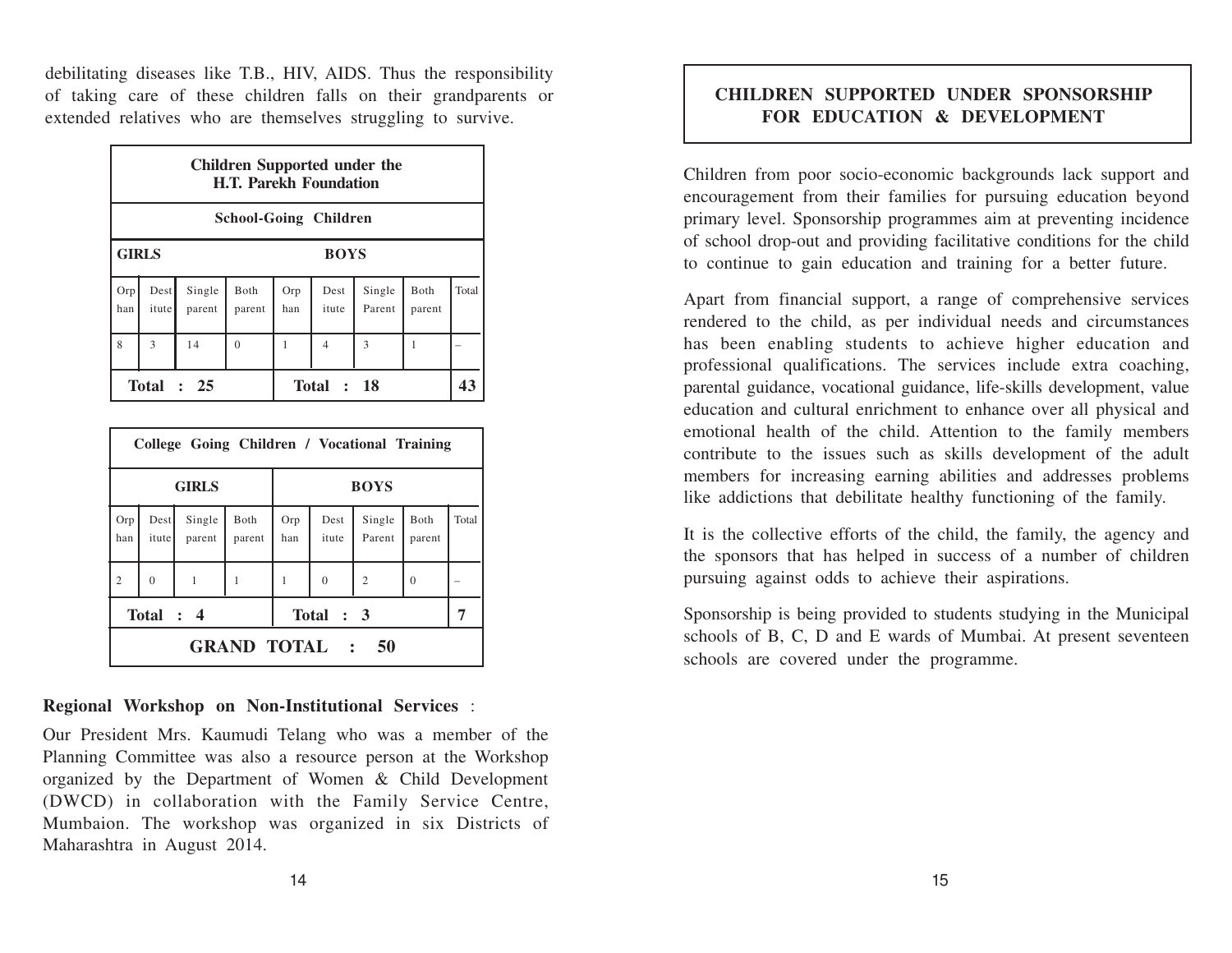debilitating diseases like T.B., HIV, AIDS. Thus the responsibility of taking care of these children falls on their grandparents or extended relatives who are themselves struggling to survive.

| Children Supported under the H.T. Parekh Foundation | | | | | | | | |
|---|---|---|---|---|---|---|---|---|
| **School-Going Children** | | | | | | | | |
| **GIRLS** | | | | **BOYS** | | | | |
| Orphan | Destitute | Single parent | Both parent | Orphan | Destitute | Single Parent | Both parent | Total |
| 8 | 3 | 14 | 0 | 1 | 4 | 3 | 1 | – |
| **Total : 25** | | | | **Total : 18** | | | | **43** |

| College Going Children / Vocational Training | | | | | | | | |
|---|---|---|---|---|---|---|---|---|
| **GIRLS** | | | | **BOYS** | | | | |
| Orphan | Destitute | Single parent | Both parent | Orphan | Destitute | Single Parent | Both parent | Total |
| 2 | 0 | 1 | 1 | 1 | 0 | 2 | 0 | – |
| **Total : 4** | | | | **Total : 3** | | | | **7** |
| **GRAND TOTAL : 50** | | | | | | | | |

**Regional Workshop on Non-Institutional Services** :

Our President Mrs. Kaumudi Telang who was a member of the Planning Committee was also a resource person at the Workshop organized by the Department of Women & Child Development (DWCD) in collaboration with the Family Service Centre, Mumbaion. The workshop was organized in six Districts of Maharashtra in August 2014.

## CHILDREN SUPPORTED UNDER SPONSORSHIP FOR EDUCATION & DEVELOPMENT

Children from poor socio-economic backgrounds lack support and encouragement from their families for pursuing education beyond primary level. Sponsorship programmes aim at preventing incidence of school drop-out and providing facilitative conditions for the child to continue to gain education and training for a better future.

Apart from financial support, a range of comprehensive services rendered to the child, as per individual needs and circumstances has been enabling students to achieve higher education and professional qualifications. The services include extra coaching, parental guidance, vocational guidance, life-skills development, value education and cultural enrichment to enhance over all physical and emotional health of the child. Attention to the family members contribute to the issues such as skills development of the adult members for increasing earning abilities and addresses problems like addictions that debilitate healthy functioning of the family.

It is the collective efforts of the child, the family, the agency and the sponsors that has helped in success of a number of children pursuing against odds to achieve their aspirations.

Sponsorship is being provided to students studying in the Municipal schools of B, C, D and E wards of Mumbai. At present seventeen schools are covered under the programme.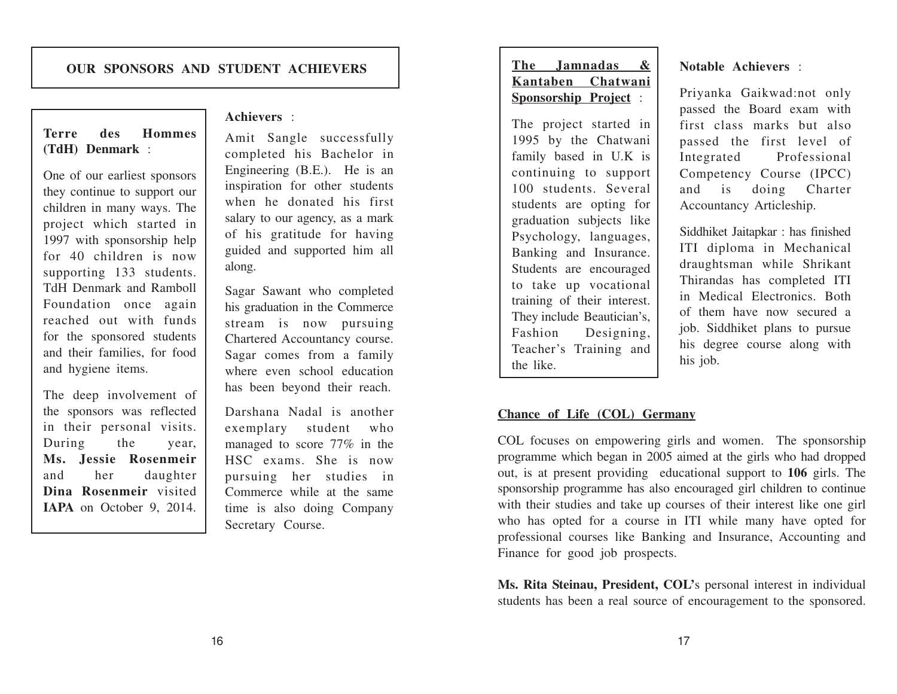# OUR SPONSORS AND STUDENT ACHIEVERS

**Terre des Hommes (TdH) Denmark** :

One of our earliest sponsors they continue to support our children in many ways. The project which started in 1997 with sponsorship help for 40 children is now supporting 133 students. TdH Denmark and Ramboll Foundation once again reached out with funds for the sponsored students and their families, for food and hygiene items.

The deep involvement of the sponsors was reflected in their personal visits. During the year, **Ms. Jessie Rosenmeir** and her daughter **Dina Rosenmeir** visited **IAPA** on October 9, 2014.

**Achievers** :

Amit Sangle successfully completed his Bachelor in Engineering (B.E.). He is an inspiration for other students when he donated his first salary to our agency, as a mark of his gratitude for having guided and supported him all along.

Sagar Sawant who completed his graduation in the Commerce stream is now pursuing Chartered Accountancy course. Sagar comes from a family where even school education has been beyond their reach.

Darshana Nadal is another exemplary student who managed to score 77% in the HSC exams. She is now pursuing her studies in Commerce while at the same time is also doing Company Secretary Course.

**The Jamnadas & Kantaben Chatwani Sponsorship Project** :

The project started in 1995 by the Chatwani family based in U.K is continuing to support 100 students. Several students are opting for graduation subjects like Psychology, languages, Banking and Insurance. Students are encouraged to take up vocational training of their interest. They include Beautician's, Fashion Designing, Teacher's Training and the like.

**Notable Achievers** :

Priyanka Gaikwad:not only passed the Board exam with first class marks but also passed the first level of Integrated Professional Competency Course (IPCC) and is doing Charter Accountancy Articleship.

Siddhiket Jaitapkar : has finished ITI diploma in Mechanical draughtsman while Shrikant Thirandas has completed ITI in Medical Electronics. Both of them have now secured a job. Siddhiket plans to pursue his degree course along with his job.

**Chance of Life (COL) Germany**

COL focuses on empowering girls and women. The sponsorship programme which began in 2005 aimed at the girls who had dropped out, is at present providing educational support to **106** girls. The sponsorship programme has also encouraged girl children to continue with their studies and take up courses of their interest like one girl who has opted for a course in ITI while many have opted for professional courses like Banking and Insurance, Accounting and Finance for good job prospects.

**Ms. Rita Steinau, President, COL**'s personal interest in individual students has been a real source of encouragement to the sponsored.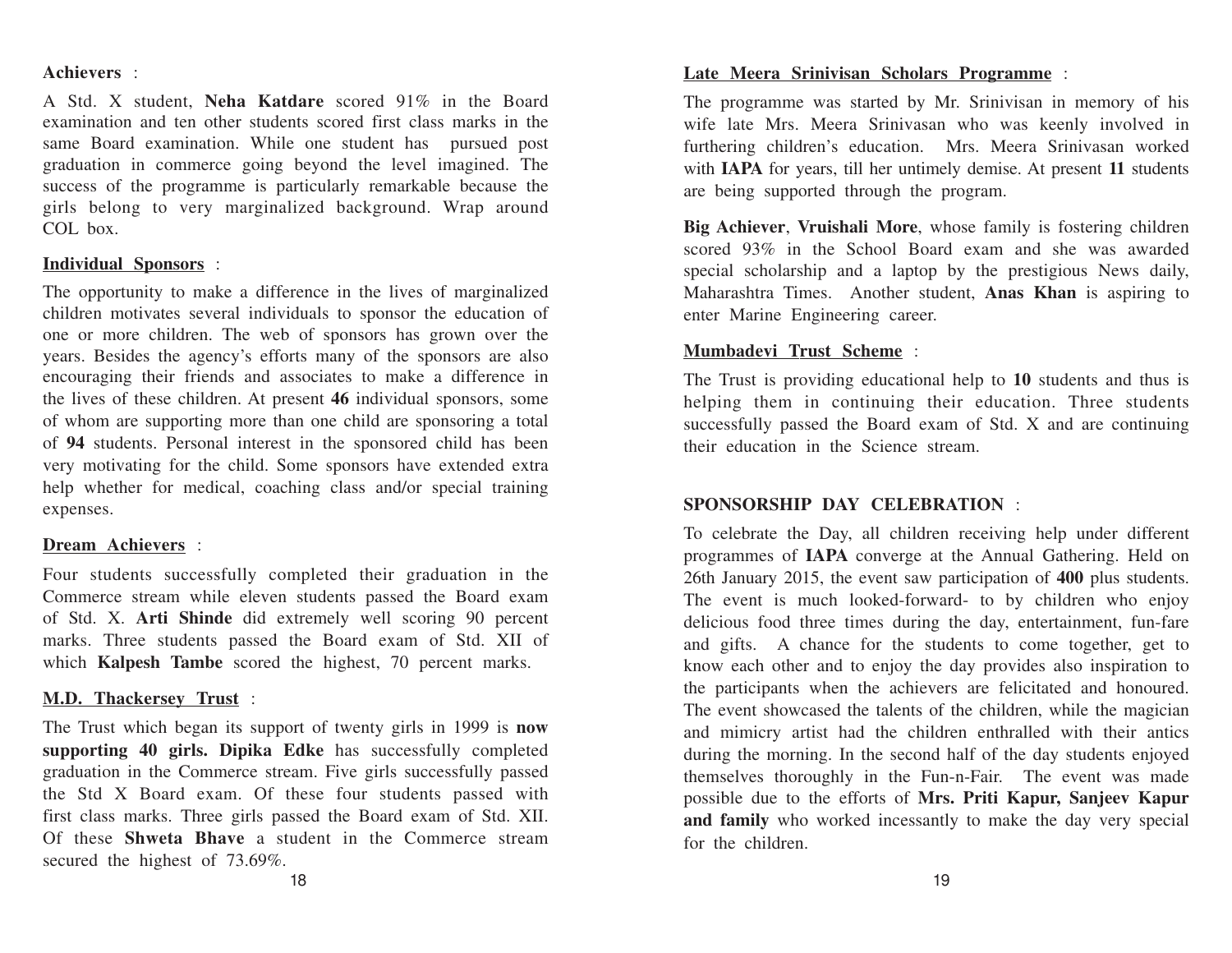**Achievers** :

A Std. X student, **Neha Katdare** scored 91% in the Board examination and ten other students scored first class marks in the same Board examination. While one student has pursued post graduation in commerce going beyond the level imagined. The success of the programme is particularly remarkable because the girls belong to very marginalized background. Wrap around COL box.

**Individual Sponsors** :

The opportunity to make a difference in the lives of marginalized children motivates several individuals to sponsor the education of one or more children. The web of sponsors has grown over the years. Besides the agency's efforts many of the sponsors are also encouraging their friends and associates to make a difference in the lives of these children. At present **46** individual sponsors, some of whom are supporting more than one child are sponsoring a total of **94** students. Personal interest in the sponsored child has been very motivating for the child. Some sponsors have extended extra help whether for medical, coaching class and/or special training expenses.

**Dream Achievers** :

Four students successfully completed their graduation in the Commerce stream while eleven students passed the Board exam of Std. X. **Arti Shinde** did extremely well scoring 90 percent marks. Three students passed the Board exam of Std. XII of which **Kalpesh Tambe** scored the highest, 70 percent marks.

**M.D. Thackersey Trust** :

The Trust which began its support of twenty girls in 1999 is **now supporting 40 girls. Dipika Edke** has successfully completed graduation in the Commerce stream. Five girls successfully passed the Std X Board exam. Of these four students passed with first class marks. Three girls passed the Board exam of Std. XII. Of these **Shweta Bhave** a student in the Commerce stream secured the highest of 73.69%.

**Late Meera Srinivisan Scholars Programme** :

The programme was started by Mr. Srinivisan in memory of his wife late Mrs. Meera Srinivasan who was keenly involved in furthering children's education. Mrs. Meera Srinivasan worked with **IAPA** for years, till her untimely demise. At present **11** students are being supported through the program.

**Big Achiever**, **Vruishali More**, whose family is fostering children scored 93% in the School Board exam and she was awarded special scholarship and a laptop by the prestigious News daily, Maharashtra Times. Another student, **Anas Khan** is aspiring to enter Marine Engineering career.

**Mumbadevi Trust Scheme** :

The Trust is providing educational help to **10** students and thus is helping them in continuing their education. Three students successfully passed the Board exam of Std. X and are continuing their education in the Science stream.

**SPONSORSHIP DAY CELEBRATION** :

To celebrate the Day, all children receiving help under different programmes of **IAPA** converge at the Annual Gathering. Held on 26th January 2015, the event saw participation of **400** plus students. The event is much looked-forward- to by children who enjoy delicious food three times during the day, entertainment, fun-fare and gifts. A chance for the students to come together, get to know each other and to enjoy the day provides also inspiration to the participants when the achievers are felicitated and honoured. The event showcased the talents of the children, while the magician and mimicry artist had the children enthralled with their antics during the morning. In the second half of the day students enjoyed themselves thoroughly in the Fun-n-Fair. The event was made possible due to the efforts of **Mrs. Priti Kapur, Sanjeev Kapur and family** who worked incessantly to make the day very special for the children.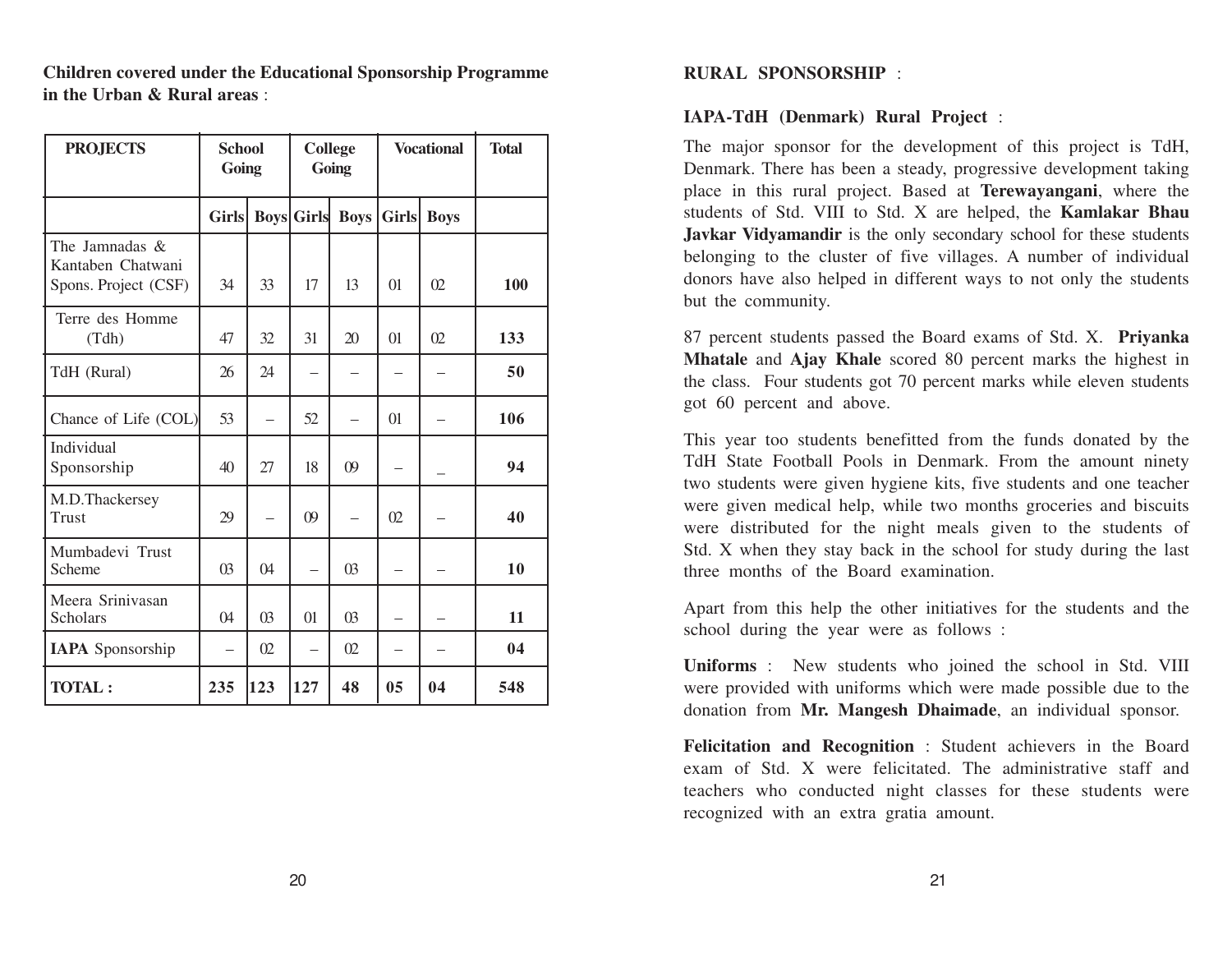**Children covered under the Educational Sponsorship Programme in the Urban & Rural areas** :

| PROJECTS | School Going | | College Going | | Vocational | | Total |
|---|---|---|---|---|---|---|---|
| | Girls | Boys | Girls | Boys | Girls | Boys | |
| The Jamnadas & Kantaben Chatwani Spons. Project (CSF) | 34 | 33 | 17 | 13 | 01 | 02 | **100** |
| Terre des Homme (Tdh) | 47 | 32 | 31 | 20 | 01 | 02 | **133** |
| TdH (Rural) | 26 | 24 | – | – | – | – | **50** |
| Chance of Life (COL) | 53 | – | 52 | – | 01 | – | **106** |
| Individual Sponsorship | 40 | 27 | 18 | 09 | – | _ | **94** |
| M.D.Thackersey Trust | 29 | – | 09 | – | 02 | – | **40** |
| Mumbadevi Trust Scheme | 03 | 04 | – | 03 | – | – | **10** |
| Meera Srinivasan Scholars | 04 | 03 | 01 | 03 | – | – | **11** |
| **IAPA** Sponsorship | – | 02 | – | 02 | – | – | **04** |
| **TOTAL :** | **235** | **123** | **127** | **48** | **05** | **04** | **548** |

**RURAL SPONSORSHIP** :

**IAPA-TdH (Denmark) Rural Project** :

The major sponsor for the development of this project is TdH, Denmark. There has been a steady, progressive development taking place in this rural project. Based at **Terewayangani**, where the students of Std. VIII to Std. X are helped, the **Kamlakar Bhau Javkar Vidyamandir** is the only secondary school for these students belonging to the cluster of five villages. A number of individual donors have also helped in different ways to not only the students but the community.

87 percent students passed the Board exams of Std. X. **Priyanka Mhatale** and **Ajay Khale** scored 80 percent marks the highest in the class. Four students got 70 percent marks while eleven students got 60 percent and above.

This year too students benefitted from the funds donated by the TdH State Football Pools in Denmark. From the amount ninety two students were given hygiene kits, five students and one teacher were given medical help, while two months groceries and biscuits were distributed for the night meals given to the students of Std. X when they stay back in the school for study during the last three months of the Board examination.

Apart from this help the other initiatives for the students and the school during the year were as follows :

**Uniforms** : New students who joined the school in Std. VIII were provided with uniforms which were made possible due to the donation from **Mr. Mangesh Dhaimade**, an individual sponsor.

**Felicitation and Recognition** : Student achievers in the Board exam of Std. X were felicitated. The administrative staff and teachers who conducted night classes for these students were recognized with an extra gratia amount.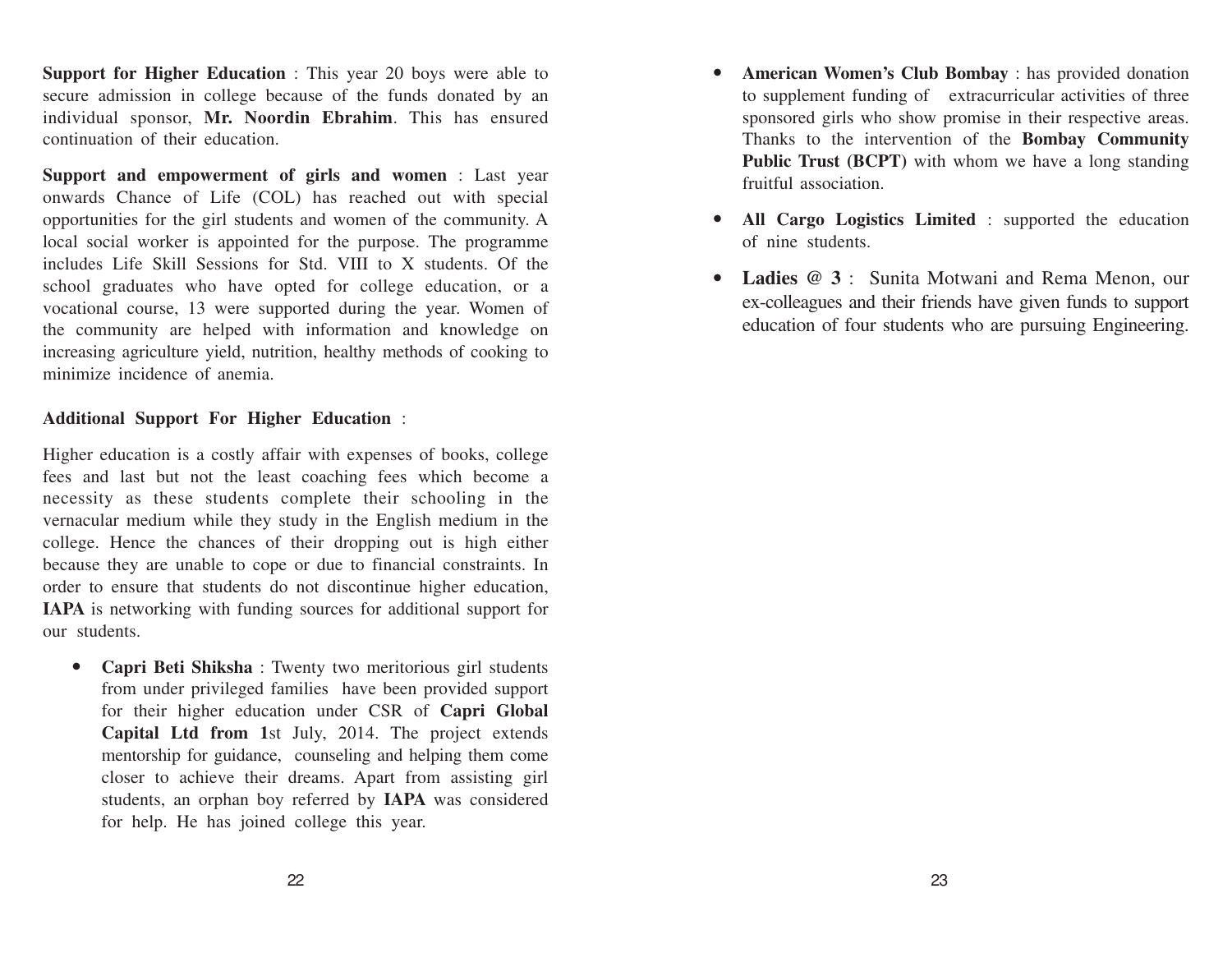**Support for Higher Education** : This year 20 boys were able to secure admission in college because of the funds donated by an individual sponsor, **Mr. Noordin Ebrahim**. This has ensured continuation of their education.

**Support and empowerment of girls and women** : Last year onwards Chance of Life (COL) has reached out with special opportunities for the girl students and women of the community. A local social worker is appointed for the purpose. The programme includes Life Skill Sessions for Std. VIII to X students. Of the school graduates who have opted for college education, or a vocational course, 13 were supported during the year. Women of the community are helped with information and knowledge on increasing agriculture yield, nutrition, healthy methods of cooking to minimize incidence of anemia.

**Additional Support For Higher Education** :

Higher education is a costly affair with expenses of books, college fees and last but not the least coaching fees which become a necessity as these students complete their schooling in the vernacular medium while they study in the English medium in the college. Hence the chances of their dropping out is high either because they are unable to cope or due to financial constraints. In order to ensure that students do not discontinue higher education, **IAPA** is networking with funding sources for additional support for our students.

- **Capri Beti Shiksha** : Twenty two meritorious girl students from under privileged families have been provided support for their higher education under CSR of **Capri Global Capital Ltd from 1**st July, 2014. The project extends mentorship for guidance, counseling and helping them come closer to achieve their dreams. Apart from assisting girl students, an orphan boy referred by **IAPA** was considered for help. He has joined college this year.
- **American Women's Club Bombay** : has provided donation to supplement funding of extracurricular activities of three sponsored girls who show promise in their respective areas. Thanks to the intervention of the **Bombay Community Public Trust (BCPT)** with whom we have a long standing fruitful association.
- **All Cargo Logistics Limited** : supported the education of nine students.
- **Ladies @ 3** : Sunita Motwani and Rema Menon, our ex-colleagues and their friends have given funds to support education of four students who are pursuing Engineering.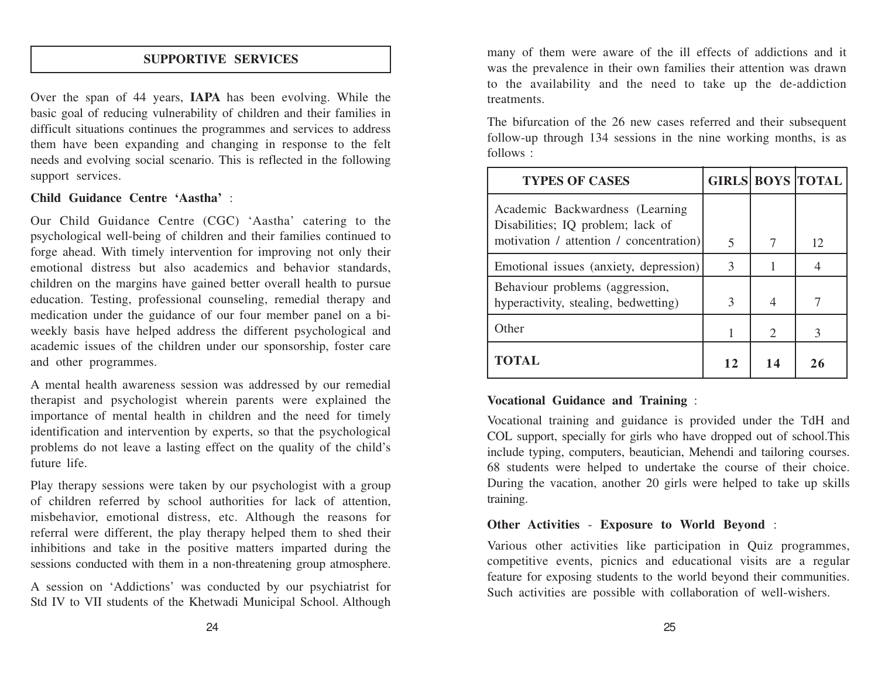## SUPPORTIVE SERVICES

Over the span of 44 years, **IAPA** has been evolving. While the basic goal of reducing vulnerability of children and their families in difficult situations continues the programmes and services to address them have been expanding and changing in response to the felt needs and evolving social scenario. This is reflected in the following support services.

**Child Guidance Centre 'Aastha'** :

Our Child Guidance Centre (CGC) 'Aastha' catering to the psychological well-being of children and their families continued to forge ahead. With timely intervention for improving not only their emotional distress but also academics and behavior standards, children on the margins have gained better overall health to pursue education. Testing, professional counseling, remedial therapy and medication under the guidance of our four member panel on a bi-weekly basis have helped address the different psychological and academic issues of the children under our sponsorship, foster care and other programmes.

A mental health awareness session was addressed by our remedial therapist and psychologist wherein parents were explained the importance of mental health in children and the need for timely identification and intervention by experts, so that the psychological problems do not leave a lasting effect on the quality of the child's future life.

Play therapy sessions were taken by our psychologist with a group of children referred by school authorities for lack of attention, misbehavior, emotional distress, etc. Although the reasons for referral were different, the play therapy helped them to shed their inhibitions and take in the positive matters imparted during the sessions conducted with them in a non-threatening group atmosphere.

A session on 'Addictions' was conducted by our psychiatrist for Std IV to VII students of the Khetwadi Municipal School. Although many of them were aware of the ill effects of addictions and it was the prevalence in their own families their attention was drawn to the availability and the need to take up the de-addiction treatments.

The bifurcation of the 26 new cases referred and their subsequent follow-up through 134 sessions in the nine working months, is as follows :

| TYPES OF CASES | GIRLS | BOYS | TOTAL |
|---|---|---|---|
| Academic Backwardness (Learning Disabilities; IQ problem; lack of motivation / attention / concentration) | 5 | 7 | 12 |
| Emotional issues (anxiety, depression) | 3 | 1 | 4 |
| Behaviour problems (aggression, hyperactivity, stealing, bedwetting) | 3 | 4 | 7 |
| Other | 1 | 2 | 3 |
| **TOTAL** | **12** | **14** | **26** |

**Vocational Guidance and Training** :

Vocational training and guidance is provided under the TdH and COL support, specially for girls who have dropped out of school.This include typing, computers, beautician, Mehendi and tailoring courses. 68 students were helped to undertake the course of their choice. During the vacation, another 20 girls were helped to take up skills training.

**Other Activities - Exposure to World Beyond** :

Various other activities like participation in Quiz programmes, competitive events, picnics and educational visits are a regular feature for exposing students to the world beyond their communities. Such activities are possible with collaboration of well-wishers.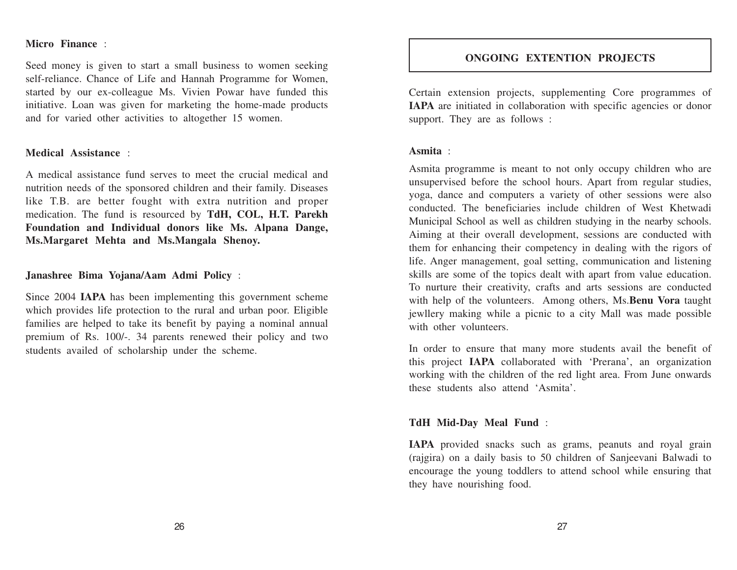**Micro Finance** :

Seed money is given to start a small business to women seeking self-reliance. Chance of Life and Hannah Programme for Women, started by our ex-colleague Ms. Vivien Powar have funded this initiative. Loan was given for marketing the home-made products and for varied other activities to altogether 15 women.

**Medical Assistance** :

A medical assistance fund serves to meet the crucial medical and nutrition needs of the sponsored children and their family. Diseases like T.B. are better fought with extra nutrition and proper medication. The fund is resourced by **TdH, COL, H.T. Parekh Foundation and Individual donors like Ms. Alpana Dange, Ms.Margaret Mehta and Ms.Mangala Shenoy.**

**Janashree Bima Yojana/Aam Admi Policy** :

Since 2004 **IAPA** has been implementing this government scheme which provides life protection to the rural and urban poor. Eligible families are helped to take its benefit by paying a nominal annual premium of Rs. 100/-. 34 parents renewed their policy and two students availed of scholarship under the scheme.

## ONGOING EXTENTION PROJECTS

Certain extension projects, supplementing Core programmes of **IAPA** are initiated in collaboration with specific agencies or donor support. They are as follows :

**Asmita** :

Asmita programme is meant to not only occupy children who are unsupervised before the school hours. Apart from regular studies, yoga, dance and computers a variety of other sessions were also conducted. The beneficiaries include children of West Khetwadi Municipal School as well as children studying in the nearby schools. Aiming at their overall development, sessions are conducted with them for enhancing their competency in dealing with the rigors of life. Anger management, goal setting, communication and listening skills are some of the topics dealt with apart from value education. To nurture their creativity, crafts and arts sessions are conducted with help of the volunteers. Among others, Ms.**Benu Vora** taught jewllery making while a picnic to a city Mall was made possible with other volunteers.

In order to ensure that many more students avail the benefit of this project **IAPA** collaborated with 'Prerana', an organization working with the children of the red light area. From June onwards these students also attend 'Asmita'.

**TdH Mid-Day Meal Fund** :

**IAPA** provided snacks such as grams, peanuts and royal grain (rajgira) on a daily basis to 50 children of Sanjeevani Balwadi to encourage the young toddlers to attend school while ensuring that they have nourishing food.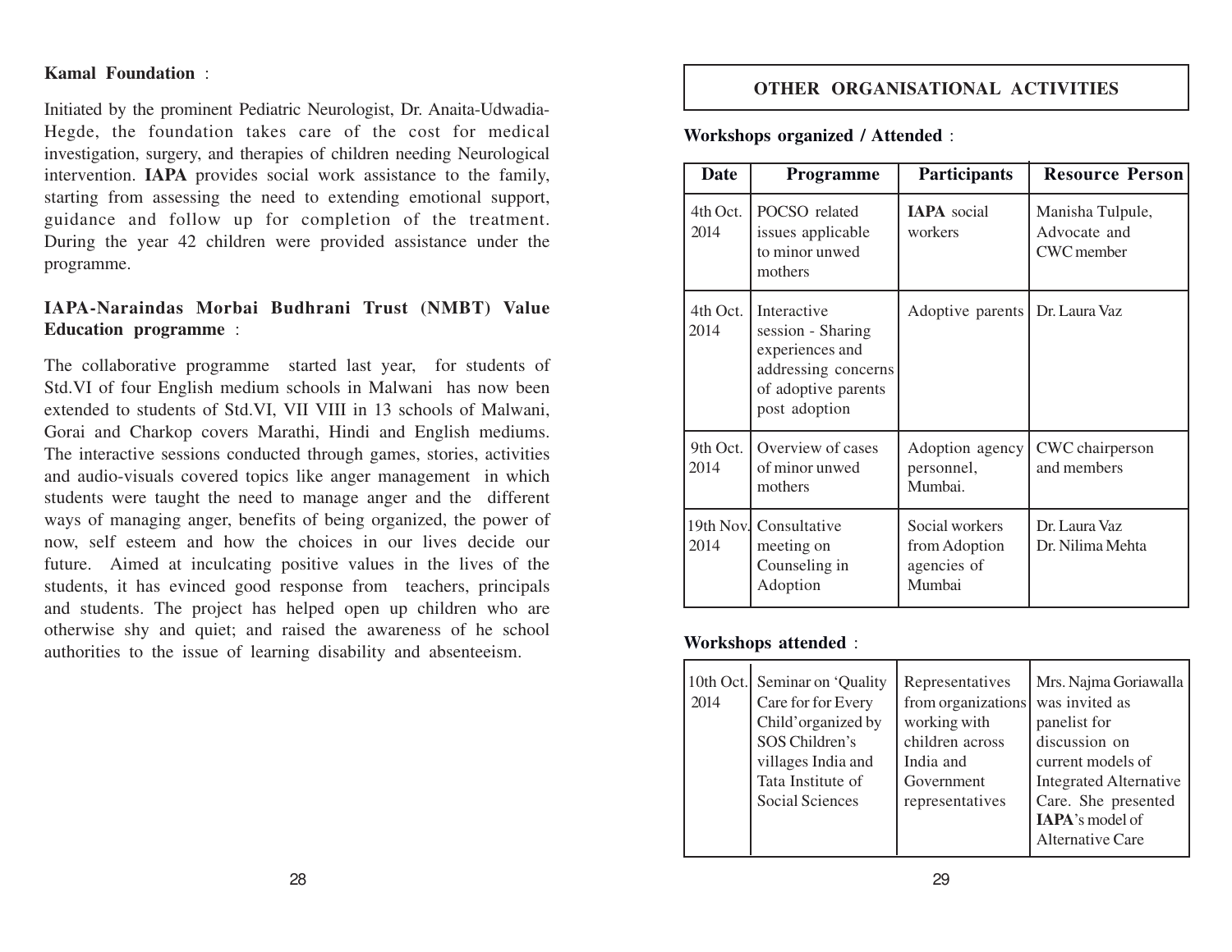**Kamal Foundation** :

Initiated by the prominent Pediatric Neurologist, Dr. Anaita-Udwadia-Hegde, the foundation takes care of the cost for medical investigation, surgery, and therapies of children needing Neurological intervention. **IAPA** provides social work assistance to the family, starting from assessing the need to extending emotional support, guidance and follow up for completion of the treatment. During the year 42 children were provided assistance under the programme.

**IAPA-Naraindas Morbai Budhrani Trust (NMBT) Value Education programme** :

The collaborative programme started last year, for students of Std.VI of four English medium schools in Malwani has now been extended to students of Std.VI, VII VIII in 13 schools of Malwani, Gorai and Charkop covers Marathi, Hindi and English mediums. The interactive sessions conducted through games, stories, activities and audio-visuals covered topics like anger management in which students were taught the need to manage anger and the different ways of managing anger, benefits of being organized, the power of now, self esteem and how the choices in our lives decide our future. Aimed at inculcating positive values in the lives of the students, it has evinced good response from teachers, principals and students. The project has helped open up children who are otherwise shy and quiet; and raised the awareness of he school authorities to the issue of learning disability and absenteeism.

## OTHER ORGANISATIONAL ACTIVITIES

**Workshops organized / Attended** :

| Date | Programme | Participants | Resource Person |
|---|---|---|---|
| 4th Oct. 2014 | POCSO related issues applicable to minor unwed mothers | **IAPA** social workers | Manisha Tulpule, Advocate and CWC member |
| 4th Oct. 2014 | Interactive session - Sharing experiences and addressing concerns of adoptive parents post adoption | Adoptive parents | Dr. Laura Vaz |
| 9th Oct. 2014 | Overview of cases of minor unwed mothers | Adoption agency personnel, Mumbai. | CWC chairperson and members |
| 19th Nov. 2014 | Consultative meeting on Counseling in Adoption | Social workers from Adoption agencies of Mumbai | Dr. Laura Vaz<br>Dr. Nilima Mehta |

**Workshops attended** :

| | | | |
|---|---|---|---|
| 10th Oct. 2014 | Seminar on 'Quality Care for for Every Child' organized by SOS Children's villages India and Tata Institute of Social Sciences | Representatives from organizations working with children across India and Government representatives | Mrs. Najma Goriawalla was invited as panelist for discussion on current models of Integrated Alternative Care. She presented **IAPA**'s model of Alternative Care |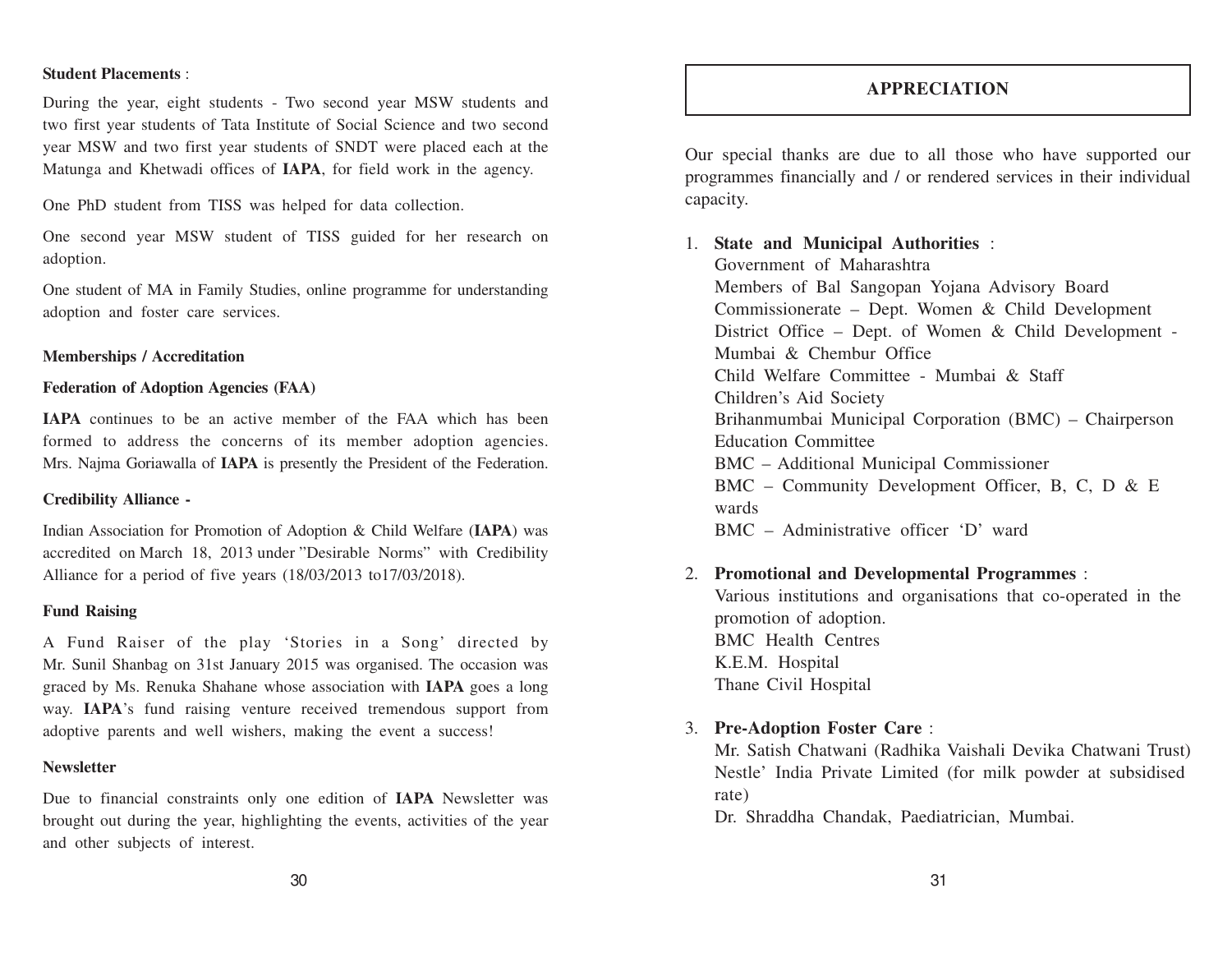**Student Placements** :

During the year, eight students - Two second year MSW students and two first year students of Tata Institute of Social Science and two second year MSW and two first year students of SNDT were placed each at the Matunga and Khetwadi offices of **IAPA**, for field work in the agency.

One PhD student from TISS was helped for data collection.

One second year MSW student of TISS guided for her research on adoption.

One student of MA in Family Studies, online programme for understanding adoption and foster care services.

**Memberships / Accreditation**

**Federation of Adoption Agencies (FAA)**

**IAPA** continues to be an active member of the FAA which has been formed to address the concerns of its member adoption agencies. Mrs. Najma Goriawalla of **IAPA** is presently the President of the Federation.

**Credibility Alliance -**

Indian Association for Promotion of Adoption & Child Welfare (**IAPA**) was accredited on March 18, 2013 under "Desirable Norms" with Credibility Alliance for a period of five years (18/03/2013 to17/03/2018).

**Fund Raising**

A Fund Raiser of the play 'Stories in a Song' directed by Mr. Sunil Shanbag on 31st January 2015 was organised. The occasion was graced by Ms. Renuka Shahane whose association with **IAPA** goes a long way. **IAPA**'s fund raising venture received tremendous support from adoptive parents and well wishers, making the event a success!

**Newsletter**

Due to financial constraints only one edition of **IAPA** Newsletter was brought out during the year, highlighting the events, activities of the year and other subjects of interest.

## APPRECIATION

Our special thanks are due to all those who have supported our programmes financially and / or rendered services in their individual capacity.

1. **State and Municipal Authorities** :
   Government of Maharashtra
   Members of Bal Sangopan Yojana Advisory Board
   Commissionerate – Dept. Women & Child Development
   District Office – Dept. of Women & Child Development - Mumbai & Chembur Office
   Child Welfare Committee - Mumbai & Staff
   Children's Aid Society
   Brihanmumbai Municipal Corporation (BMC) – Chairperson Education Committee
   BMC – Additional Municipal Commissioner
   BMC – Community Development Officer, B, C, D & E wards
   BMC – Administrative officer 'D' ward

2. **Promotional and Developmental Programmes** :
   Various institutions and organisations that co-operated in the promotion of adoption.
   BMC Health Centres
   K.E.M. Hospital
   Thane Civil Hospital

3. **Pre-Adoption Foster Care** :
   Mr. Satish Chatwani (Radhika Vaishali Devika Chatwani Trust)
   Nestle' India Private Limited (for milk powder at subsidised rate)
   Dr. Shraddha Chandak, Paediatrician, Mumbai.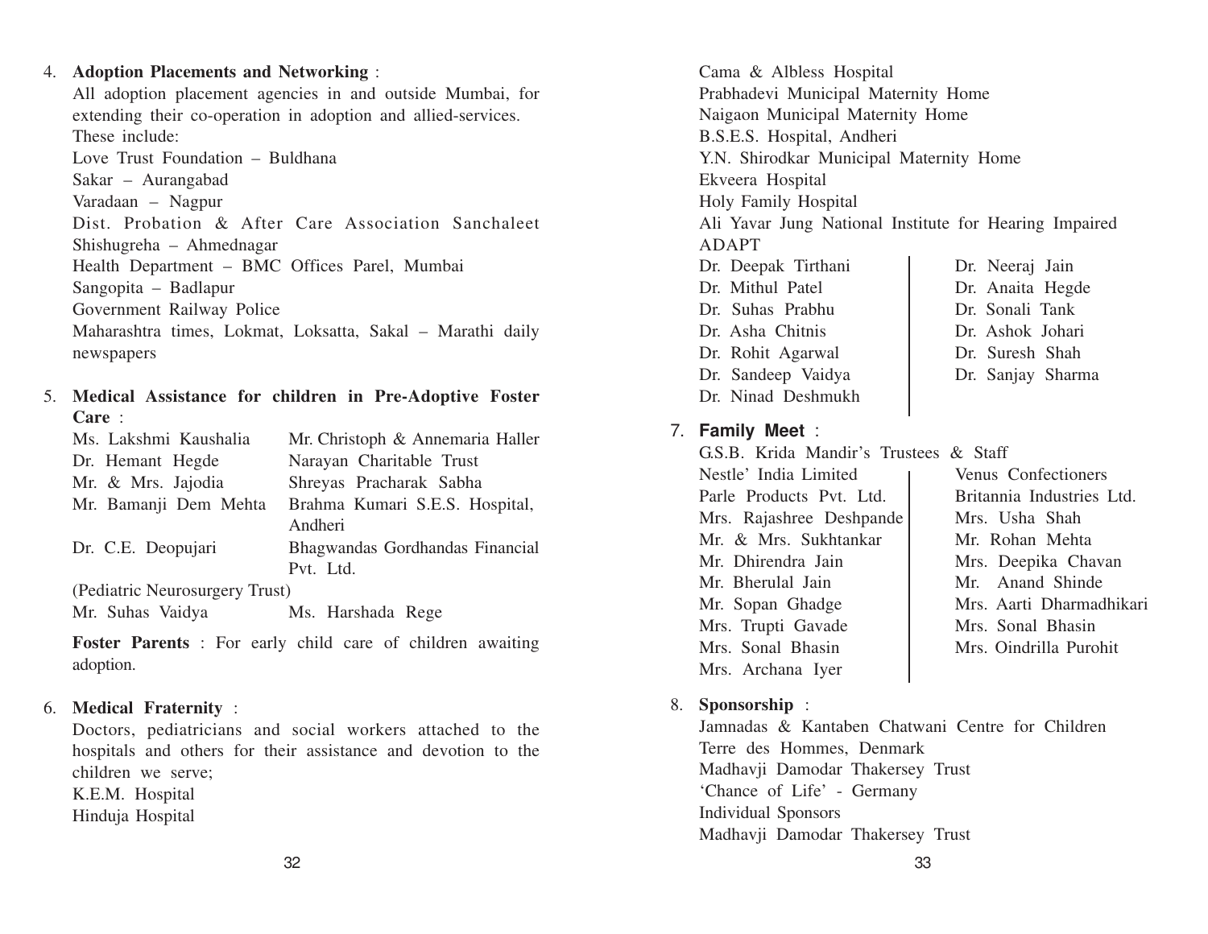4. **Adoption Placements and Networking** :

   All adoption placement agencies in and outside Mumbai, for extending their co-operation in adoption and allied-services. These include:

   Love Trust Foundation – Buldhana
   Sakar – Aurangabad
   Varadaan – Nagpur
   Dist. Probation & After Care Association Sanchaleet Shishugreha – Ahmednagar
   Health Department – BMC Offices Parel, Mumbai
   Sangopita – Badlapur
   Government Railway Police
   Maharashtra times, Lokmat, Loksatta, Sakal – Marathi daily newspapers

5. **Medical Assistance for children in Pre-Adoptive Foster Care** :

   | | |
   |---|---|
   | Ms. Lakshmi Kaushalia | Mr. Christoph & Annemaria Haller |
   | Dr. Hemant Hegde | Narayan Charitable Trust |
   | Mr. & Mrs. Jajodia | Shreyas Pracharak Sabha |
   | Mr. Bamanji Dem Mehta | Brahma Kumari S.E.S. Hospital, Andheri |
   | Dr. C.E. Deopujari | Bhagwandas Gordhandas Financial Pvt. Ltd. |
   | (Pediatric Neurosurgery Trust) | |
   | Mr. Suhas Vaidya | Ms. Harshada Rege |

   **Foster Parents** : For early child care of children awaiting adoption.

6. **Medical Fraternity** :

   Doctors, pediatricians and social workers attached to the hospitals and others for their assistance and devotion to the children we serve;

   K.E.M. Hospital
   Hinduja Hospital
   Cama & Albless Hospital
   Prabhadevi Municipal Maternity Home
   Naigaon Municipal Maternity Home
   B.S.E.S. Hospital, Andheri
   Y.N. Shirodkar Municipal Maternity Home
   Ekveera Hospital
   Holy Family Hospital
   Ali Yavar Jung National Institute for Hearing Impaired
   ADAPT

   | | |
   |---|---|
   | Dr. Deepak Tirthani | Dr. Neeraj Jain |
   | Dr. Mithul Patel | Dr. Anaita Hegde |
   | Dr. Suhas Prabhu | Dr. Sonali Tank |
   | Dr. Asha Chitnis | Dr. Ashok Johari |
   | Dr. Rohit Agarwal | Dr. Suresh Shah |
   | Dr. Sandeep Vaidya | Dr. Sanjay Sharma |
   | Dr. Ninad Deshmukh | |

7. **Family Meet** :

   G.S.B. Krida Mandir's Trustees & Staff

   | | |
   |---|---|
   | Nestle' India Limited | Venus Confectioners |
   | Parle Products Pvt. Ltd. | Britannia Industries Ltd. |
   | Mrs. Rajashree Deshpande | Mrs. Usha Shah |
   | Mr. & Mrs. Sukhtankar | Mr. Rohan Mehta |
   | Mr. Dhirendra Jain | Mrs. Deepika Chavan |
   | Mr. Bherulal Jain | Mr. Anand Shinde |
   | Mr. Sopan Ghadge | Mrs. Aarti Dharmadhikari |
   | Mrs. Trupti Gavade | Mrs. Sonal Bhasin |
   | Mrs. Sonal Bhasin | Mrs. Oindrilla Purohit |
   | Mrs. Archana Iyer | |

8. **Sponsorship** :

   Jamnadas & Kantaben Chatwani Centre for Children
   Terre des Hommes, Denmark
   Madhavji Damodar Thakersey Trust
   'Chance of Life' - Germany
   Individual Sponsors
   Madhavji Damodar Thakersey Trust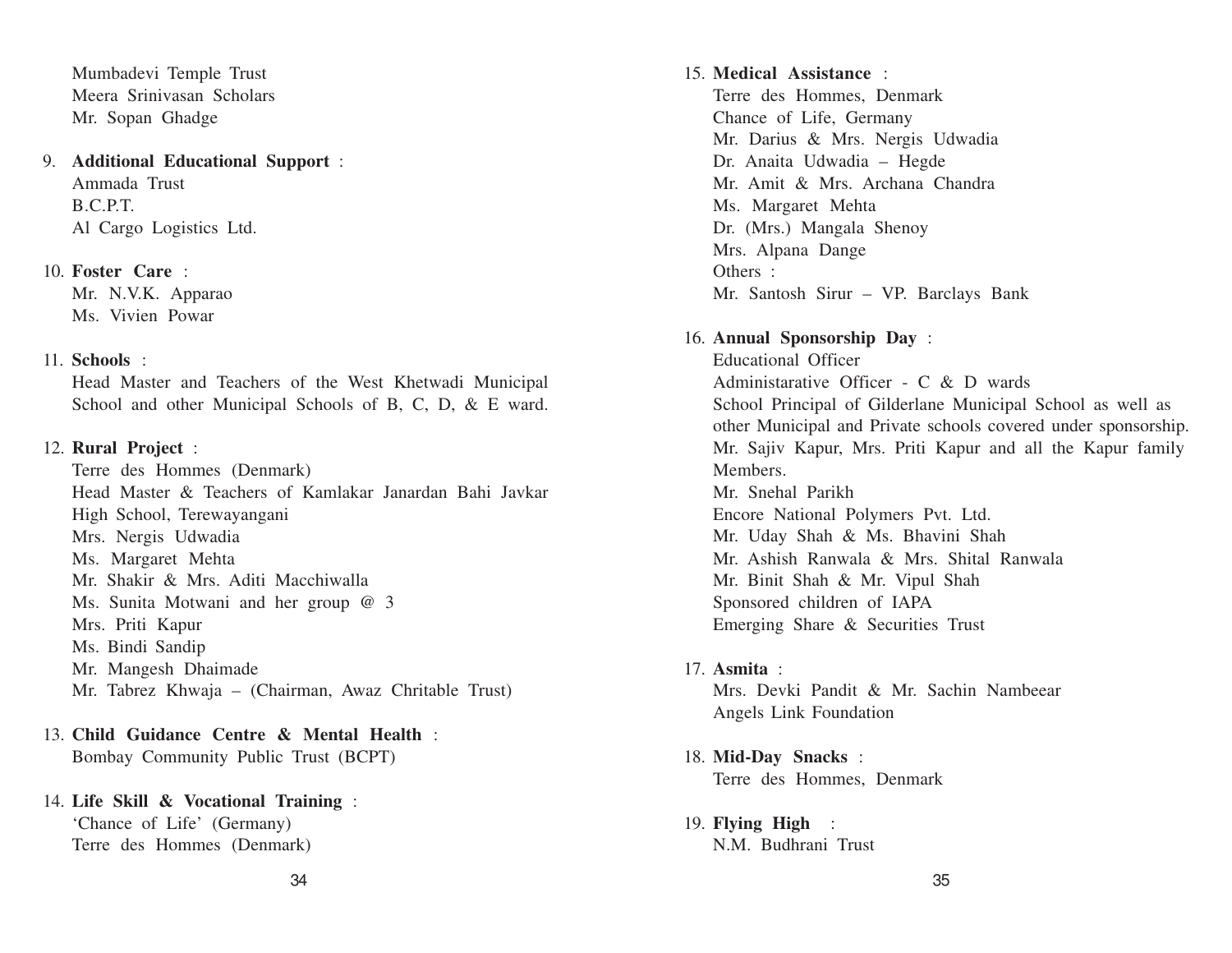Mumbadevi Temple Trust
Meera Srinivasan Scholars
Mr. Sopan Ghadge

9. **Additional Educational Support** :
   Ammada Trust
   B.C.P.T.
   Al Cargo Logistics Ltd.

10. **Foster Care** :
    Mr. N.V.K. Apparao
    Ms. Vivien Powar

11. **Schools** :
    Head Master and Teachers of the West Khetwadi Municipal School and other Municipal Schools of B, C, D, & E ward.

12. **Rural Project** :
    Terre des Hommes (Denmark)
    Head Master & Teachers of Kamlakar Janardan Bahi Javkar High School, Terewayangani
    Mrs. Nergis Udwadia
    Ms. Margaret Mehta
    Mr. Shakir & Mrs. Aditi Macchiwalla
    Ms. Sunita Motwani and her group @ 3
    Mrs. Priti Kapur
    Ms. Bindi Sandip
    Mr. Mangesh Dhaimade
    Mr. Tabrez Khwaja – (Chairman, Awaz Chritable Trust)

13. **Child Guidance Centre & Mental Health** :
    Bombay Community Public Trust (BCPT)

14. **Life Skill & Vocational Training** :
    'Chance of Life' (Germany)
    Terre des Hommes (Denmark)

15. **Medical Assistance** :
    Terre des Hommes, Denmark
    Chance of Life, Germany
    Mr. Darius & Mrs. Nergis Udwadia
    Dr. Anaita Udwadia – Hegde
    Mr. Amit & Mrs. Archana Chandra
    Ms. Margaret Mehta
    Dr. (Mrs.) Mangala Shenoy
    Mrs. Alpana Dange
    Others :
    Mr. Santosh Sirur – VP. Barclays Bank

16. **Annual Sponsorship Day** :
    Educational Officer
    Administarative Officer - C & D wards
    School Principal of Gilderlane Municipal School as well as other Municipal and Private schools covered under sponsorship.
    Mr. Sajiv Kapur, Mrs. Priti Kapur and all the Kapur family Members.
    Mr. Snehal Parikh
    Encore National Polymers Pvt. Ltd.
    Mr. Uday Shah & Ms. Bhavini Shah
    Mr. Ashish Ranwala & Mrs. Shital Ranwala
    Mr. Binit Shah & Mr. Vipul Shah
    Sponsored children of IAPA
    Emerging Share & Securities Trust

17. **Asmita** :
    Mrs. Devki Pandit & Mr. Sachin Nambeear
    Angels Link Foundation

18. **Mid-Day Snacks** :
    Terre des Hommes, Denmark

19. **Flying High** :
    N.M. Budhrani Trust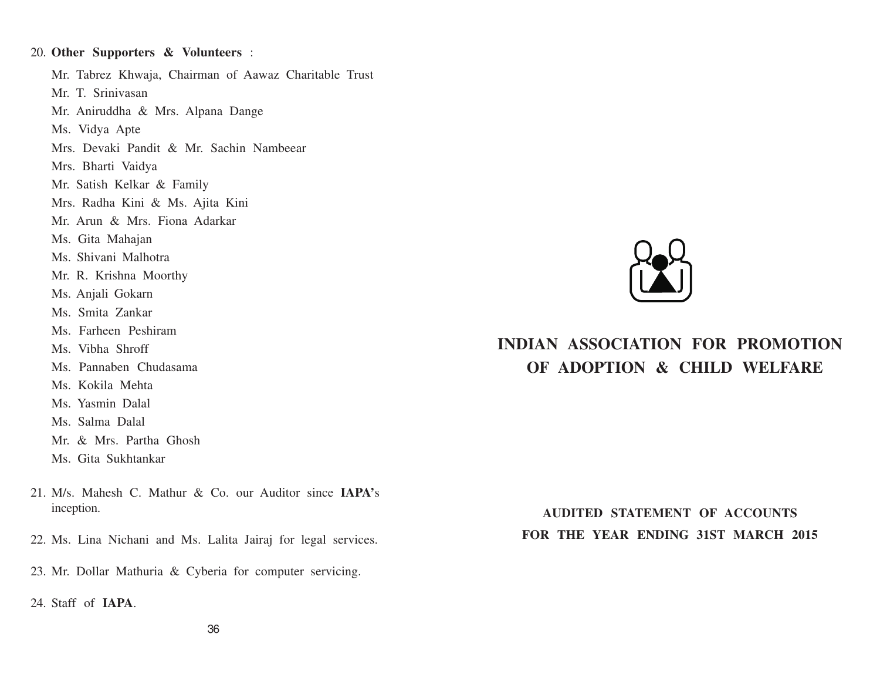20. **Other Supporters & Volunteers** :

    Mr. Tabrez Khwaja, Chairman of Aawaz Charitable Trust
    Mr. T. Srinivasan
    Mr. Aniruddha & Mrs. Alpana Dange
    Ms. Vidya Apte
    Mrs. Devaki Pandit & Mr. Sachin Nambeear
    Mrs. Bharti Vaidya
    Mr. Satish Kelkar & Family
    Mrs. Radha Kini & Ms. Ajita Kini
    Mr. Arun & Mrs. Fiona Adarkar
    Ms. Gita Mahajan
    Ms. Shivani Malhotra
    Mr. R. Krishna Moorthy
    Ms. Anjali Gokarn
    Ms. Smita Zankar
    Ms. Farheen Peshiram
    Ms. Vibha Shroff
    Ms. Pannaben Chudasama
    Ms. Kokila Mehta
    Ms. Yasmin Dalal
    Ms. Salma Dalal
    Mr. & Mrs. Partha Ghosh
    Ms. Gita Sukhtankar

21. M/s. Mahesh C. Mathur & Co. our Auditor since **IAPA'**s inception.

22. Ms. Lina Nichani and Ms. Lalita Jairaj for legal services.

23. Mr. Dollar Mathuria & Cyberia for computer servicing.

24. Staff of **IAPA**.

# INDIAN ASSOCIATION FOR PROMOTION OF ADOPTION & CHILD WELFARE

**AUDITED STATEMENT OF ACCOUNTS**
**FOR THE YEAR ENDING 31ST MARCH 2015**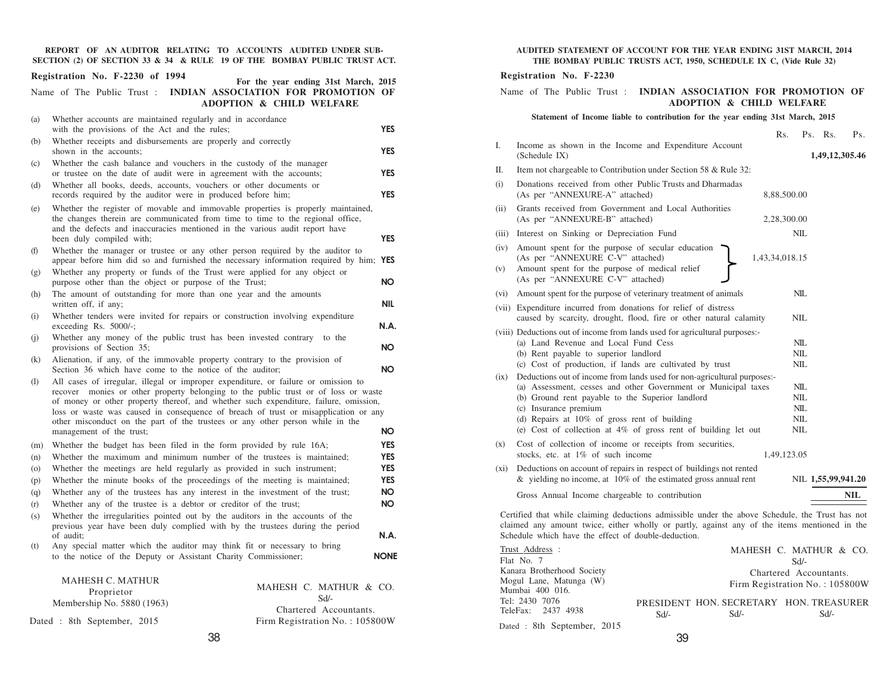**REPORT OF AN AUDITOR RELATING TO ACCOUNTS AUDITED UNDER SUB-SECTION (2) OF SECTION 33 & 34 & RULE 19 OF THE BOMBAY PUBLIC TRUST ACT.**

**Registration No. F-2230 of 1994** **For the year ending 31st March, 2015**

Name of The Public Trust : **INDIAN ASSOCIATION FOR PROMOTION OF ADOPTION & CHILD WELFARE**

| | | |
|---|---|---|
| (a) | Whether accounts are maintained regularly and in accordance with the provisions of the Act and the rules; | YES |
| (b) | Whether receipts and disbursements are properly and correctly shown in the accounts; | YES |
| (c) | Whether the cash balance and vouchers in the custody of the manager or trustee on the date of audit were in agreement with the accounts; | YES |
| (d) | Whether all books, deeds, accounts, vouchers or other documents or records required by the auditor were in produced before him; | YES |
| (e) | Whether the register of movable and immovable properties is properly maintained, the changes therein are communicated from time to time to the regional office, and the defects and inaccuracies mentioned in the various audit report have been duly compiled with; | YES |
| (f) | Whether the manager or trustee or any other person required by the auditor to appear before him did so and furnished the necessary information required by him; | YES |
| (g) | Whether any property or funds of the Trust were applied for any object or purpose other than the object or purpose of the Trust; | NO |
| (h) | The amount of outstanding for more than one year and the amounts written off, if any; | NIL |
| (i) | Whether tenders were invited for repairs or construction involving expenditure exceeding Rs. 5000/-; | N.A. |
| (j) | Whether any money of the public trust has been invested contrary to the provisions of Section 35; | NO |
| (k) | Alienation, if any, of the immovable property contrary to the provision of Section 36 which have come to the notice of the auditor; | NO |
| (l) | All cases of irregular, illegal or improper expenditure, or failure or omission to recover monies or other property belonging to the public trust or of loss or waste of money or other property thereof, and whether such expenditure, failure, omission, loss or waste was caused in consequence of breach of trust or misapplication or any other misconduct on the part of the trustees or any other person while in the management of the trust; | NO |
| (m) | Whether the budget has been filed in the form provided by rule 16A; | YES |
| (n) | Whether the maximum and minimum number of the trustees is maintained; | YES |
| (o) | Whether the meetings are held regularly as provided in such instrument; | YES |
| (p) | Whether the minute books of the proceedings of the meeting is maintained; | YES |
| (q) | Whether any of the trustees has any interest in the investment of the trust; | NO |
| (r) | Whether any of the trustee is a debtor or creditor of the trust; | NO |
| (s) | Whether the irregularities pointed out by the auditors in the accounts of the previous year have been duly complied with by the trustees during the period of audit; | N.A. |
| (t) | Any special matter which the auditor may think fit or necessary to bring to the notice of the Deputy or Assistant Charity Commissioner; | NONE |

MAHESH C. MATHUR
Proprietor
Membership No. 5880 (1963)

MAHESH C. MATHUR & CO.
Sd/-
Chartered Accountants.
Firm Registration No. : 105800W

Dated : 8th September, 2015

**AUDITED STATEMENT OF ACCOUNT FOR THE YEAR ENDING 31ST MARCH, 2014**
**THE BOMBAY PUBLIC TRUSTS ACT, 1950, SCHEDULE IX C, (Vide Rule 32)**

**Registration No. F-2230**

Name of The Public Trust : **INDIAN ASSOCIATION FOR PROMOTION OF ADOPTION & CHILD WELFARE**

**Statement of Income liable to contribution for the year ending 31st March, 2015**

| | | Rs. Ps. | Rs. Ps. |
|---|---|---|---|
| I. | Income as shown in the Income and Expenditure Account (Schedule IX) | | **1,49,12,305.46** |
| II. | Item not chargeable to Contribution under Section 58 & Rule 32: | | |
| (i) | Donations received from other Public Trusts and Dharmadas (As per "ANNEXURE-A" attached) | 8,88,500.00 | |
| (ii) | Grants received from Government and Local Authorities (As per "ANNEXURE-B" attached) | 2,28,300.00 | |
| (iii) | Interest on Sinking or Depreciation Fund | NIL | |
| (iv) | Amount spent for the purpose of secular education (As per "ANNEXURE C-V" attached) | 1,43,34,018.15 | |
| (v) | Amount spent for the purpose of medical relief (As per "ANNEXURE C-V" attached) | | |
| (vi) | Amount spent for the purpose of veterinary treatment of animals | NIL | |
| (vii) | Expenditure incurred from donations for relief of distress caused by scarcity, drought, flood, fire or other natural calamity | NIL | |
| (viii) | Deductions out of income from lands used for agricultural purposes:- | | |
| | (a) Land Revenue and Local Fund Cess | NIL | |
| | (b) Rent payable to superior landlord | NIL | |
| | (c) Cost of production, if lands are cultivated by trust | NIL | |
| (ix) | Deductions out of income from lands used for non-agricultural purposes:- | | |
| | (a) Assessment, cesses and other Government or Municipal taxes | NIL | |
| | (b) Ground rent payable to the Superior landlord | NIL | |
| | (c) Insurance premium | NIL | |
| | (d) Repairs at 10% of gross rent of building | NIL | |
| | (e) Cost of collection at 4% of gross rent of building let out | NIL | |
| (x) | Cost of collection of income or receipts from securities, stocks, etc. at 1% of such income | 1,49,123.05 | |
| (xi) | Deductions on account of repairs in respect of buildings not rented & yielding no income, at 10% of the estimated gross annual rent | NIL | **1,55,99,941.20** |
| | Gross Annual Income chargeable to contribution | | **NIL** |

Certified that while claiming deductions admissible under the above Schedule, the Trust has not claimed any amount twice, either wholly or partly, against any of the items mentioned in the Schedule which have the effect of double-deduction.

Trust Address :
Flat No. 7
Kanara Brotherhood Society
Mogul Lane, Matunga (W)
Mumbai 400 016.
Tel: 2430 7076
TeleFax: 2437 4938

MAHESH C. MATHUR & CO.
Sd/-
Chartered Accountants.
Firm Registration No. : 105800W

| PRESIDENT | HON. SECRETARY | HON. TREASURER |
|---|---|---|
| Sd/- | Sd/- | Sd/- |

Dated : 8th September, 2015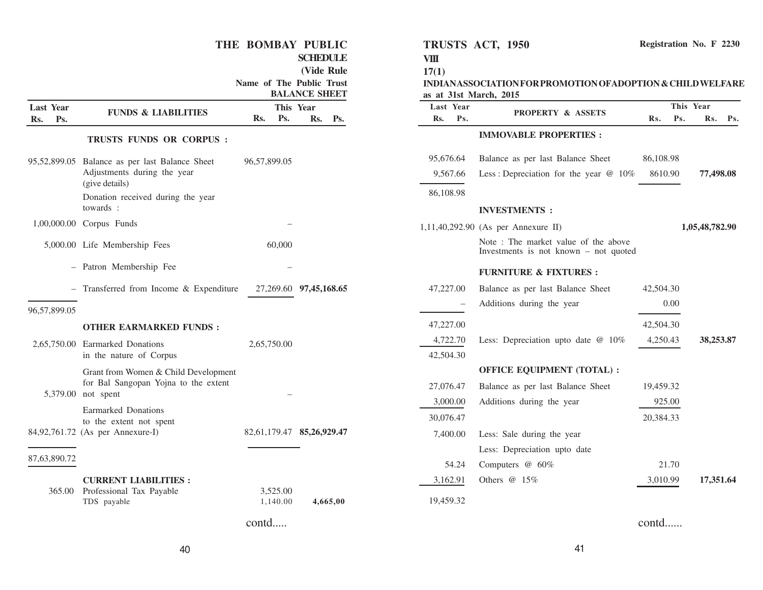# THE BOMBAY PUBLIC TRUSTS ACT, 1950

**Registration No. F 2230**

**SCHEDULE VIII**

**(Vide Rule 17(1)**

**Name of The Public Trust INDIAN ASSOCIATION FOR PROMOTION OF ADOPTION & CHILD WELFARE**

**BALANCE SHEET as at 31st March, 2015**

| Last Year Rs. Ps. | FUNDS & LIABILITIES | This Year Rs. Ps. | This Year Rs. Ps. |
|---|---|---|---|
| | **TRUSTS FUNDS OR CORPUS :** | | |
| 95,52,899.05 | Balance as per last Balance Sheet | 96,57,899.05 | |
| | Adjustments during the year (give details) | | |
| | Donation received during the year towards : | | |
| 1,00,000.00 | Corpus Funds | – | |
| 5,000.00 | Life Membership Fees | 60,000 | |
| – | Patron Membership Fee | – | |
| – | Transferred from Income & Expenditure | 27,269.60 | **97,45,168.65** |
| 96,57,899.05 | | | |
| | **OTHER EARMARKED FUNDS :** | | |
| 2,65,750.00 | Earmarked Donations in the nature of Corpus | 2,65,750.00 | |
| 5,379.00 | Grant from Women & Child Development for Bal Sangopan Yojna to the extent not spent | – | |
| 84,92,761.72 | Earmarked Donations to the extent not spent (As per Annexure-I) | 82,61,179.47 | **85,26,929.47** |
| 87,63,890.72 | | | |
| | **CURRENT LIABILITIES :** | | |
| 365.00 | Professional Tax Payable | 3,525.00 | |
| | TDS payable | 1,140.00 | **4,665,00** |

contd.....

| Last Year Rs. Ps. | PROPERTY & ASSETS | This Year Rs. Ps. | This Year Rs. Ps. |
|---|---|---|---|
| | **IMMOVABLE PROPERTIES :** | | |
| 95,676.64 | Balance as per last Balance Sheet | 86,108.98 | |
| 9,567.66 | Less : Depreciation for the year @ 10% | 8610.90 | **77,498.08** |
| 86,108.98 | | | |
| | **INVESTMENTS :** | | |
| 1,11,40,292.90 | (As per Annexure II) | | **1,05,48,782.90** |
| | Note : The market value of the above Investments is not known – not quoted | | |
| | **FURNITURE & FIXTURES :** | | |
| 47,227.00 | Balance as per last Balance Sheet | 42,504.30 | |
| – | Additions during the year | 0.00 | |
| 47,227.00 | | 42,504.30 | |
| 4,722.70 | Less: Depreciation upto date @ 10% | 4,250.43 | **38,253.87** |
| 42,504.30 | | | |
| | **OFFICE EQUIPMENT (TOTAL) :** | | |
| 27,076.47 | Balance as per last Balance Sheet | 19,459.32 | |
| 3,000.00 | Additions during the year | 925.00 | |
| 30,076.47 | | 20,384.33 | |
| 7,400.00 | Less: Sale during the year | | |
| | Less: Depreciation upto date | | |
| 54.24 | Computers @ 60% | 21.70 | |
| 3,162.91 | Others @ 15% | 3,010.99 | **17,351.64** |
| 19,459.32 | | | |

contd......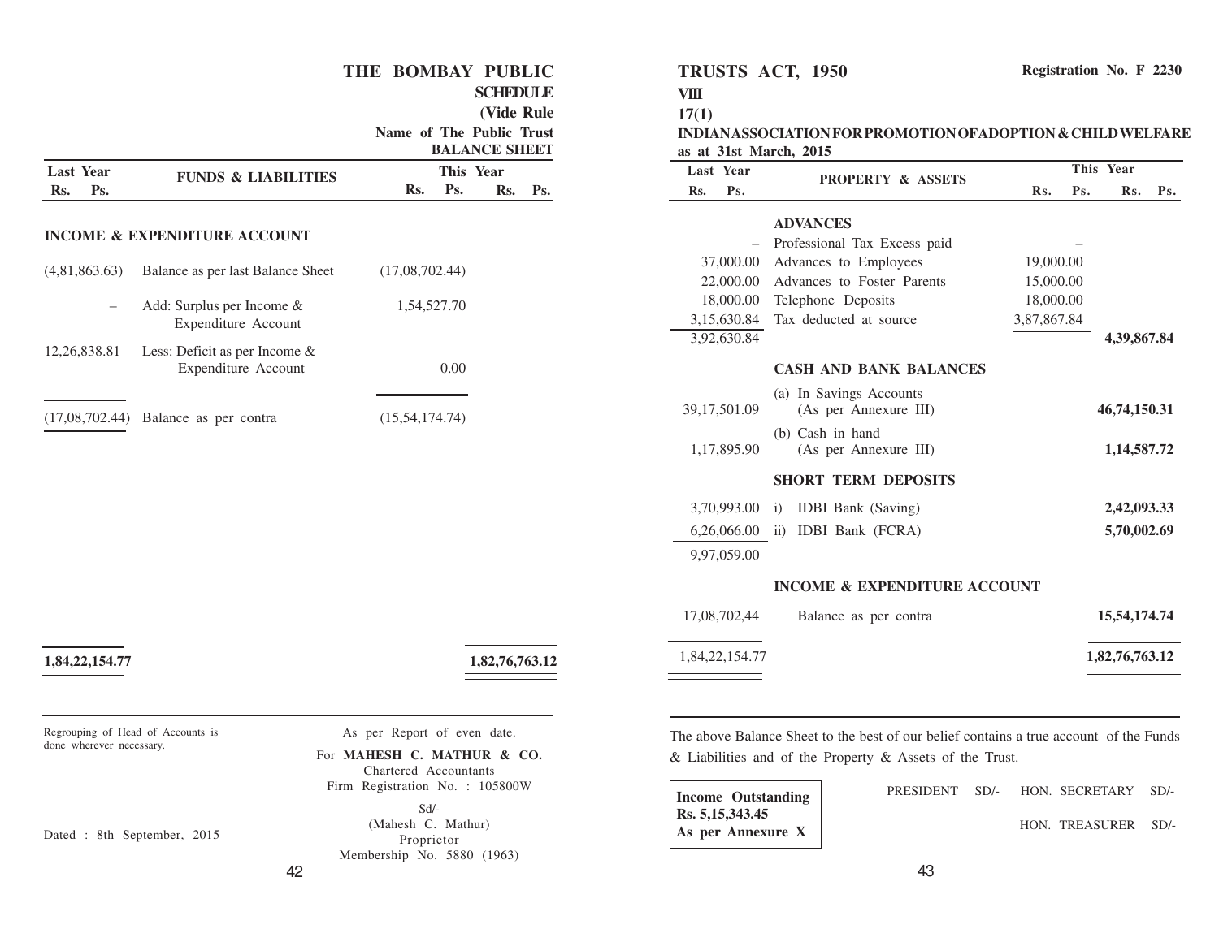# THE BOMBAY PUBLIC TRUSTS ACT, 1950

**Registration No. F 2230**

**SCHEDULE VIII**

**(Vide Rule 17(1)**

**Name of The Public Trust INDIAN ASSOCIATION FOR PROMOTION OF ADOPTION & CHILD WELFARE**

**BALANCE SHEET as at 31st March, 2015**

| Last Year Rs. Ps. | FUNDS & LIABILITIES | This Year Rs. Ps. | Rs. Ps. |
|---|---|---|---|
| | **INCOME & EXPENDITURE ACCOUNT** | | |
| (4,81,863.63) | Balance as per last Balance Sheet | (17,08,702.44) | |
| – | Add: Surplus per Income & Expenditure Account | 1,54,527.70 | |
| 12,26,838.81 | Less: Deficit as per Income & Expenditure Account | 0.00 | |
| (17,08,702.44) | Balance as per contra | (15,54,174.74) | |
| **1,84,22,154.77** | | | **1,82,76,763.12** |

| Last Year Rs. Ps. | PROPERTY & ASSETS | This Year Rs. Ps. | Rs. Ps. |
|---|---|---|---|
| | **ADVANCES** | | |
| – | Professional Tax Excess paid | – | |
| 37,000.00 | Advances to Employees | 19,000.00 | |
| 22,000.00 | Advances to Foster Parents | 15,000.00 | |
| 18,000.00 | Telephone Deposits | 18,000.00 | |
| 3,15,630.84 | Tax deducted at source | 3,87,867.84 | |
| 3,92,630.84 | | | **4,39,867.84** |
| | **CASH AND BANK BALANCES** | | |
| 39,17,501.09 | (a) In Savings Accounts (As per Annexure III) | | **46,74,150.31** |
| 1,17,895.90 | (b) Cash in hand (As per Annexure III) | | **1,14,587.72** |
| | **SHORT TERM DEPOSITS** | | |
| 3,70,993.00 | i) IDBI Bank (Saving) | | **2,42,093.33** |
| 6,26,066.00 | ii) IDBI Bank (FCRA) | | **5,70,002.69** |
| 9,97,059.00 | | | |
| | **INCOME & EXPENDITURE ACCOUNT** | | |
| 17,08,702,44 | Balance as per contra | | **15,54,174.74** |
| 1,84,22,154.77 | | | **1,82,76,763.12** |

Regrouping of Head of Accounts is done wherever necessary.

Dated : 8th September, 2015

As per Report of even date.

For **MAHESH C. MATHUR & CO.**
Chartered Accountants
Firm Registration No. : 105800W

Sd/-
(Mahesh C. Mathur)
Proprietor
Membership No. 5880 (1963)

The above Balance Sheet to the best of our belief contains a true account of the Funds & Liabilities and of the Property & Assets of the Trust.

**Income Outstanding Rs. 5,15,343.45 As per Annexure X**

PRESIDENT SD/- HON. SECRETARY SD/-

HON. TREASURER SD/-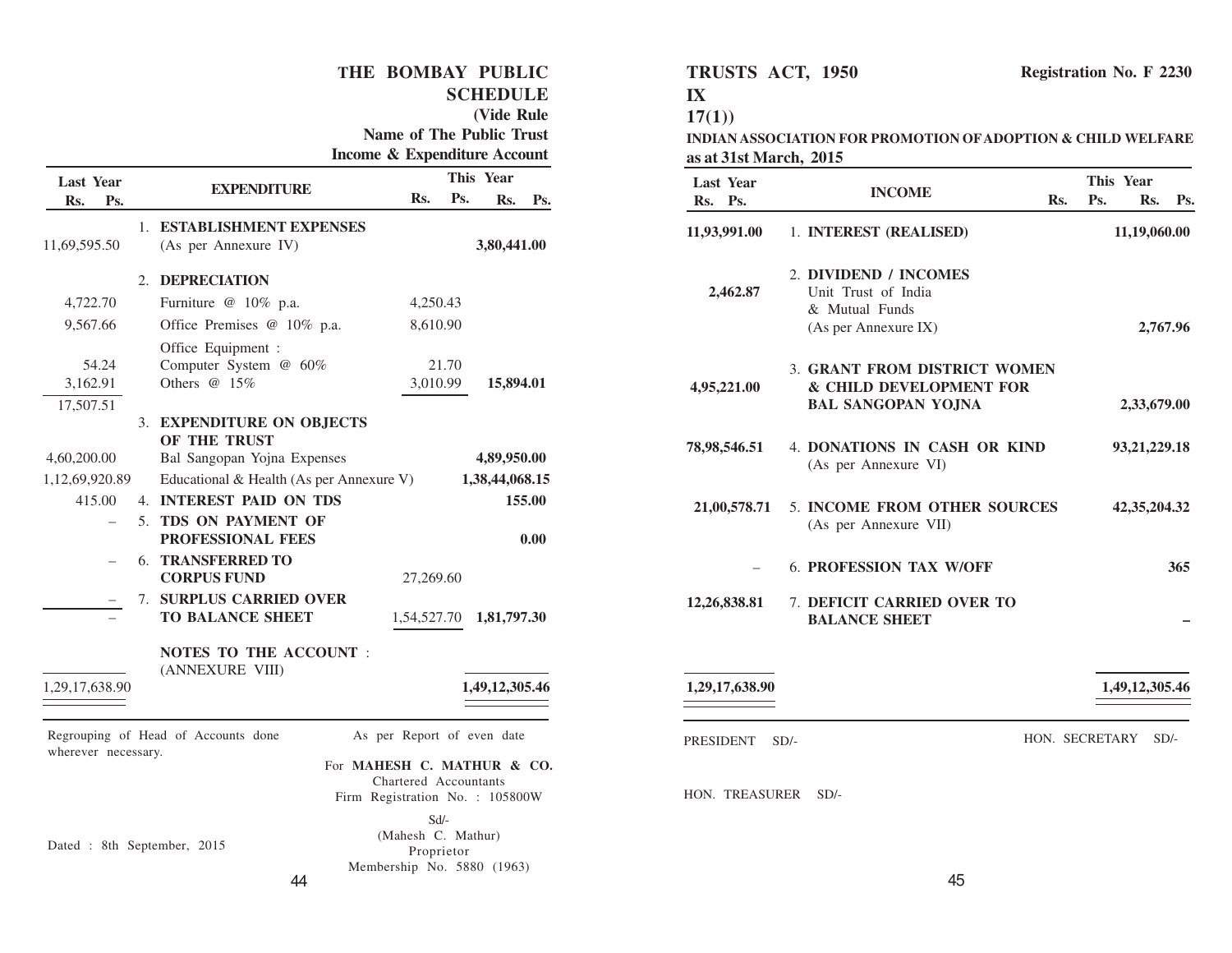# THE BOMBAY PUBLIC TRUSTS ACT, 1950

**Registration No. F 2230**

## SCHEDULE IX

**(Vide Rule 17(1))**

**Name of The Public Trust INDIAN ASSOCIATION FOR PROMOTION OF ADOPTION & CHILD WELFARE**

**Income & Expenditure Account as at 31st March, 2015**

| Last Year Rs. Ps. | EXPENDITURE | This Year Rs. Ps. | This Year Rs. Ps. |
|---|---|---|---|
| 11,69,595.50 | 1. **ESTABLISHMENT EXPENSES** (As per Annexure IV) | | **3,80,441.00** |
| | 2. **DEPRECIATION** | | |
| 4,722.70 | Furniture @ 10% p.a. | 4,250.43 | |
| 9,567.66 | Office Premises @ 10% p.a. | 8,610.90 | |
| | Office Equipment : | | |
| 54.24 | Computer System @ 60% | 21.70 | |
| 3,162.91 | Others @ 15% | 3,010.99 | **15,894.01** |
| 17,507.51 | | | |
| | 3. **EXPENDITURE ON OBJECTS OF THE TRUST** | | |
| 4,60,200.00 | Bal Sangopan Yojna Expenses | | **4,89,950.00** |
| 1,12,69,920.89 | Educational & Health (As per Annexure V) | | **1,38,44,068.15** |
| 415.00 | 4. **INTEREST PAID ON TDS** | | **155.00** |
| – | 5. **TDS ON PAYMENT OF PROFESSIONAL FEES** | | **0.00** |
| – | 6. **TRANSFERRED TO CORPUS FUND** | 27,269.60 | |
| – | 7. **SURPLUS CARRIED OVER TO BALANCE SHEET** | 1,54,527.70 | **1,81,797.30** |
| | **NOTES TO THE ACCOUNT** : (ANNEXURE VIII) | | |
| 1,29,17,638.90 | | | **1,49,12,305.46** |

| Last Year Rs. Ps. | INCOME | This Year Rs. Ps. | This Year Rs. Ps. |
|---|---|---|---|
| **11,93,991.00** | 1. **INTEREST (REALISED)** | | **11,19,060.00** |
| **2,462.87** | 2. **DIVIDEND / INCOMES** Unit Trust of India & Mutual Funds (As per Annexure IX) | | **2,767.96** |
| **4,95,221.00** | 3. **GRANT FROM DISTRICT WOMEN & CHILD DEVELOPMENT FOR BAL SANGOPAN YOJNA** | | **2,33,679.00** |
| **78,98,546.51** | 4. **DONATIONS IN CASH OR KIND** (As per Annexure VI) | | **93,21,229.18** |
| **21,00,578.71** | 5. **INCOME FROM OTHER SOURCES** (As per Annexure VII) | | **42,35,204.32** |
| – | 6. **PROFESSION TAX W/OFF** | | **365** |
| **12,26,838.81** | 7. **DEFICIT CARRIED OVER TO BALANCE SHEET** | | **–** |
| **1,29,17,638.90** | | | **1,49,12,305.46** |

Regrouping of Head of Accounts done wherever necessary.

As per Report of even date

For **MAHESH C. MATHUR & CO.**
Chartered Accountants
Firm Registration No. : 105800W

Sd/-
(Mahesh C. Mathur)
Proprietor
Membership No. 5880 (1963)

Dated : 8th September, 2015

PRESIDENT SD/-

HON. SECRETARY SD/-

HON. TREASURER SD/-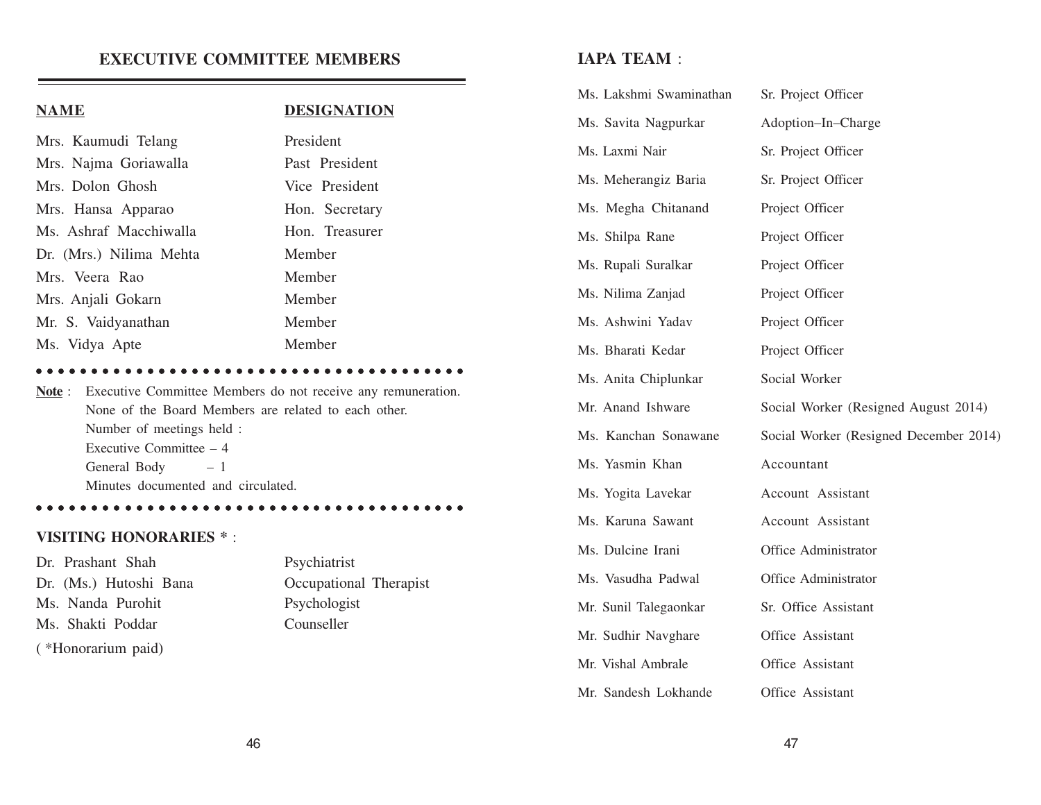## EXECUTIVE COMMITTEE MEMBERS

| NAME | DESIGNATION |
|---|---|
| Mrs. Kaumudi Telang | President |
| Mrs. Najma Goriawalla | Past President |
| Mrs. Dolon Ghosh | Vice President |
| Mrs. Hansa Apparao | Hon. Secretary |
| Ms. Ashraf Macchiwalla | Hon. Treasurer |
| Dr. (Mrs.) Nilima Mehta | Member |
| Mrs. Veera Rao | Member |
| Mrs. Anjali Gokarn | Member |
| Mr. S. Vaidyanathan | Member |
| Ms. Vidya Apte | Member |

**Note** : Executive Committee Members do not receive any remuneration.
None of the Board Members are related to each other.
Number of meetings held :
Executive Committee – 4
General Body – 1
Minutes documented and circulated.

### VISITING HONORARIES * :

| | |
|---|---|
| Dr. Prashant Shah | Psychiatrist |
| Dr. (Ms.) Hutoshi Bana | Occupational Therapist |
| Ms. Nanda Purohit | Psychologist |
| Ms. Shakti Poddar | Counseller |

( *Honorarium paid)

## IAPA TEAM :

| | |
|---|---|
| Ms. Lakshmi Swaminathan | Sr. Project Officer |
| Ms. Savita Nagpurkar | Adoption–In–Charge |
| Ms. Laxmi Nair | Sr. Project Officer |
| Ms. Meherangiz Baria | Sr. Project Officer |
| Ms. Megha Chitanand | Project Officer |
| Ms. Shilpa Rane | Project Officer |
| Ms. Rupali Suralkar | Project Officer |
| Ms. Nilima Zanjad | Project Officer |
| Ms. Ashwini Yadav | Project Officer |
| Ms. Bharati Kedar | Project Officer |
| Ms. Anita Chiplunkar | Social Worker |
| Mr. Anand Ishware | Social Worker (Resigned August 2014) |
| Ms. Kanchan Sonawane | Social Worker (Resigned December 2014) |
| Ms. Yasmin Khan | Accountant |
| Ms. Yogita Lavekar | Account Assistant |
| Ms. Karuna Sawant | Account Assistant |
| Ms. Dulcine Irani | Office Administrator |
| Ms. Vasudha Padwal | Office Administrator |
| Mr. Sunil Talegaonkar | Sr. Office Assistant |
| Mr. Sudhir Navghare | Office Assistant |
| Mr. Vishal Ambrale | Office Assistant |
| Mr. Sandesh Lokhande | Office Assistant |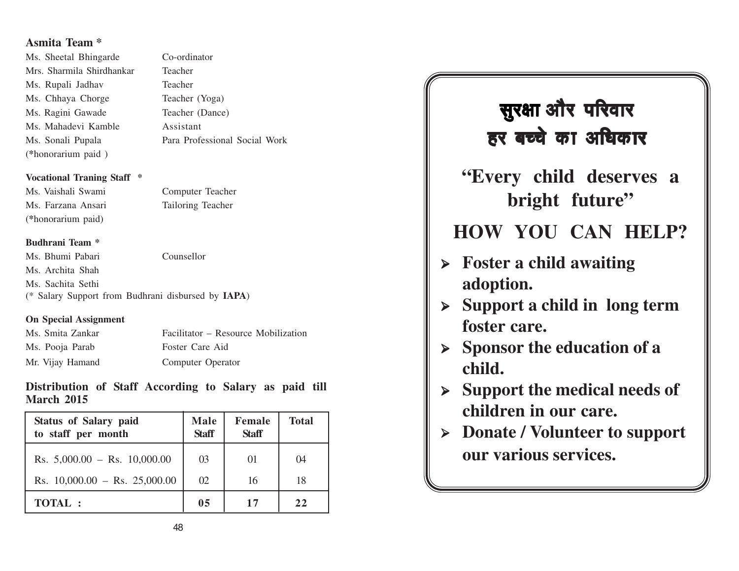**Asmita Team ***

| | |
|---|---|
| Ms. Sheetal Bhingarde | Co-ordinator |
| Mrs. Sharmila Shirdhankar | Teacher |
| Ms. Rupali Jadhav | Teacher |
| Ms. Chhaya Chorge | Teacher (Yoga) |
| Ms. Ragini Gawade | Teacher (Dance) |
| Ms. Mahadevi Kamble | Assistant |
| Ms. Sonali Pupala | Para Professional Social Work |

(*honorarium paid )

**Vocational Traning Staff ***

| | |
|---|---|
| Ms. Vaishali Swami | Computer Teacher |
| Ms. Farzana Ansari | Tailoring Teacher |

(*honorarium paid)

**Budhrani Team ***

| | |
|---|---|
| Ms. Bhumi Pabari | Counsellor |
| Ms. Archita Shah | |
| Ms. Sachita Sethi | |

(* Salary Support from Budhrani disbursed by **IAPA**)

**On Special Assignment**

| | |
|---|---|
| Ms. Smita Zankar | Facilitator – Resource Mobilization |
| Ms. Pooja Parab | Foster Care Aid |
| Mr. Vijay Hamand | Computer Operator |

**Distribution of Staff According to Salary as paid till March 2015**

| Status of Salary paid to staff per month | Male Staff | Female Staff | Total |
|---|---|---|---|
| Rs. 5,000.00 – Rs. 10,000.00 | 03 | 01 | 04 |
| Rs. 10,000.00 – Rs. 25,000.00 | 02 | 16 | 18 |
| **TOTAL :** | **05** | **17** | **22** |

# सुरक्षा और परिवार हर बच्चे का अधिकार

## "Every child deserves a bright future"

## HOW YOU CAN HELP?

- **Foster a child awaiting adoption.**
- **Support a child in long term foster care.**
- **Sponsor the education of a child.**
- **Support the medical needs of children in our care.**
- **Donate / Volunteer to support our various services.**